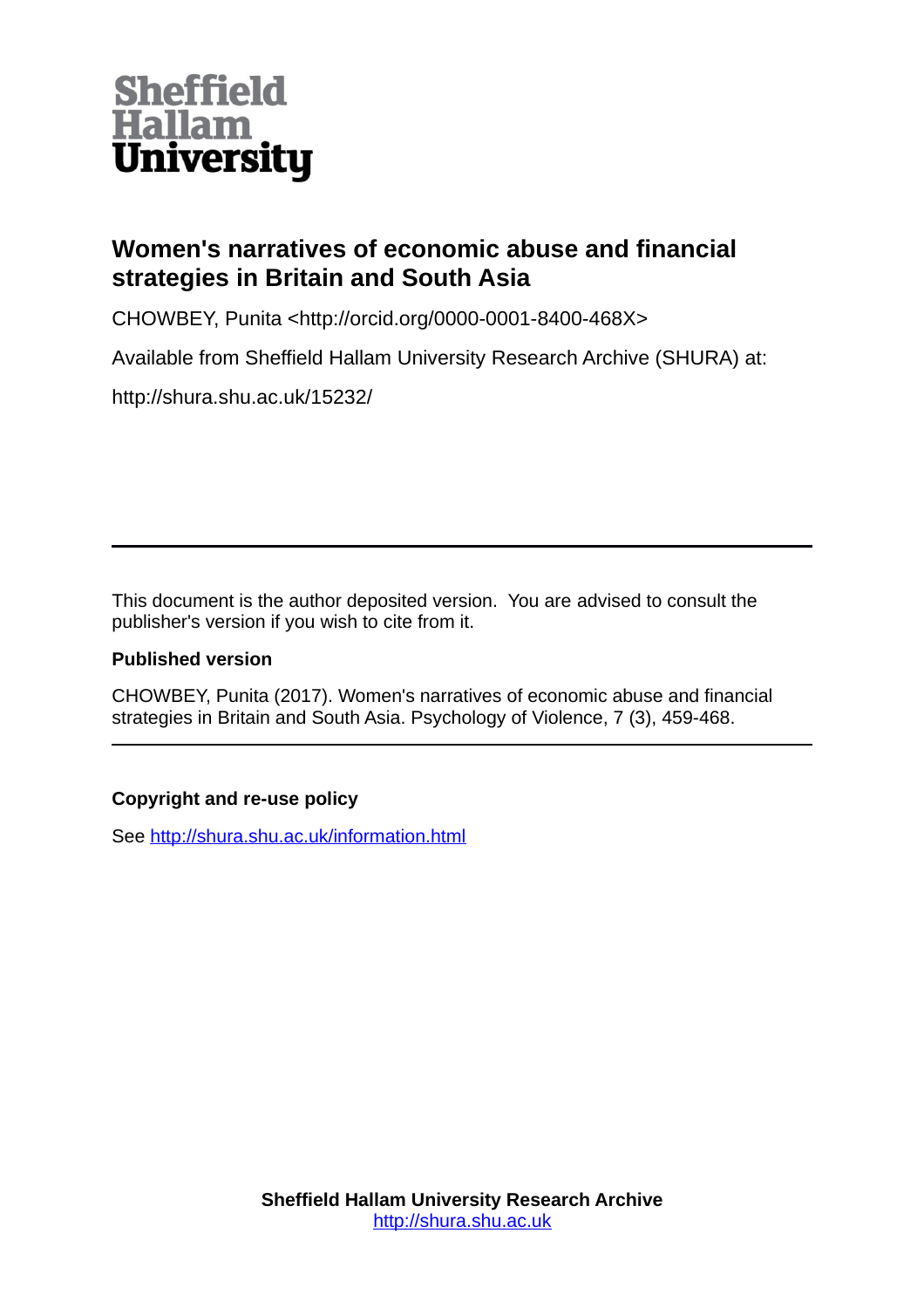Sheffield Hallam University

# Women's narratives of economic abuse and financial strategies in Britain and South Asia

CHOWBEY, Punita <http://orcid.org/0000-0001-8400-468X>

Available from Sheffield Hallam University Research Archive (SHURA) at:

http://shura.shu.ac.uk/15232/

---

This document is the author deposited version. You are advised to consult the publisher's version if you wish to cite from it.

**Published version**

CHOWBEY, Punita (2017). Women's narratives of economic abuse and financial strategies in Britain and South Asia. Psychology of Violence, 7 (3), 459-468.

---

**Copyright and re-use policy**

See [http://shura.shu.ac.uk/information.html](http://shura.shu.ac.uk/information.html)

**Sheffield Hallam University Research Archive**
[http://shura.shu.ac.uk](http://shura.shu.ac.uk)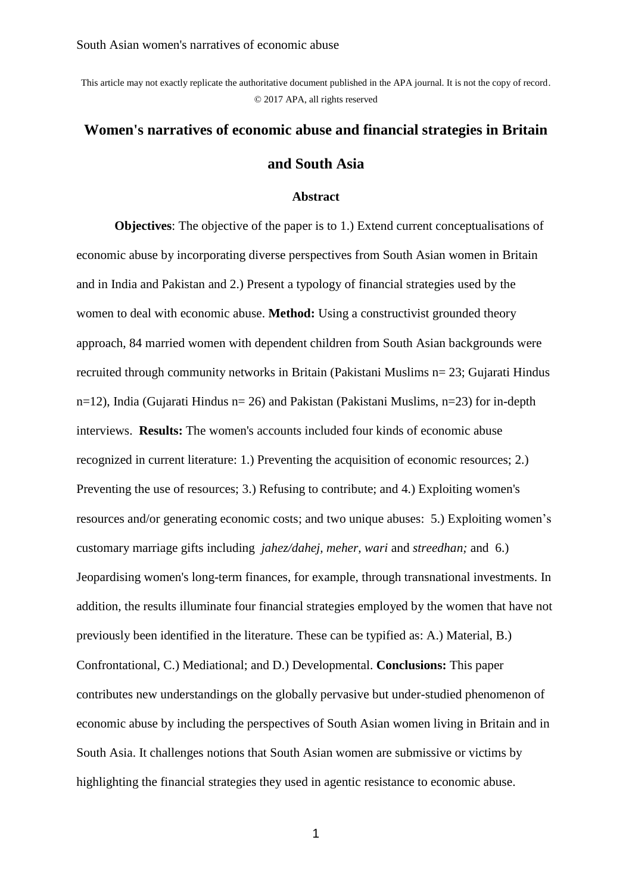This article may not exactly replicate the authoritative document published in the APA journal. It is not the copy of record. © 2017 APA, all rights reserved

# Women's narratives of economic abuse and financial strategies in Britain and South Asia

## Abstract

**Objectives**: The objective of the paper is to 1.) Extend current conceptualisations of economic abuse by incorporating diverse perspectives from South Asian women in Britain and in India and Pakistan and 2.) Present a typology of financial strategies used by the women to deal with economic abuse. **Method:** Using a constructivist grounded theory approach, 84 married women with dependent children from South Asian backgrounds were recruited through community networks in Britain (Pakistani Muslims n= 23; Gujarati Hindus n=12), India (Gujarati Hindus n= 26) and Pakistan (Pakistani Muslims, n=23) for in-depth interviews. **Results:** The women's accounts included four kinds of economic abuse recognized in current literature: 1.) Preventing the acquisition of economic resources; 2.) Preventing the use of resources; 3.) Refusing to contribute; and 4.) Exploiting women's resources and/or generating economic costs; and two unique abuses: 5.) Exploiting women's customary marriage gifts including *jahez/dahej, meher, wari* and *streedhan;* and 6.) Jeopardising women's long-term finances, for example, through transnational investments. In addition, the results illuminate four financial strategies employed by the women that have not previously been identified in the literature. These can be typified as: A.) Material, B.) Confrontational, C.) Mediational; and D.) Developmental. **Conclusions:** This paper contributes new understandings on the globally pervasive but under-studied phenomenon of economic abuse by including the perspectives of South Asian women living in Britain and in South Asia. It challenges notions that South Asian women are submissive or victims by highlighting the financial strategies they used in agentic resistance to economic abuse.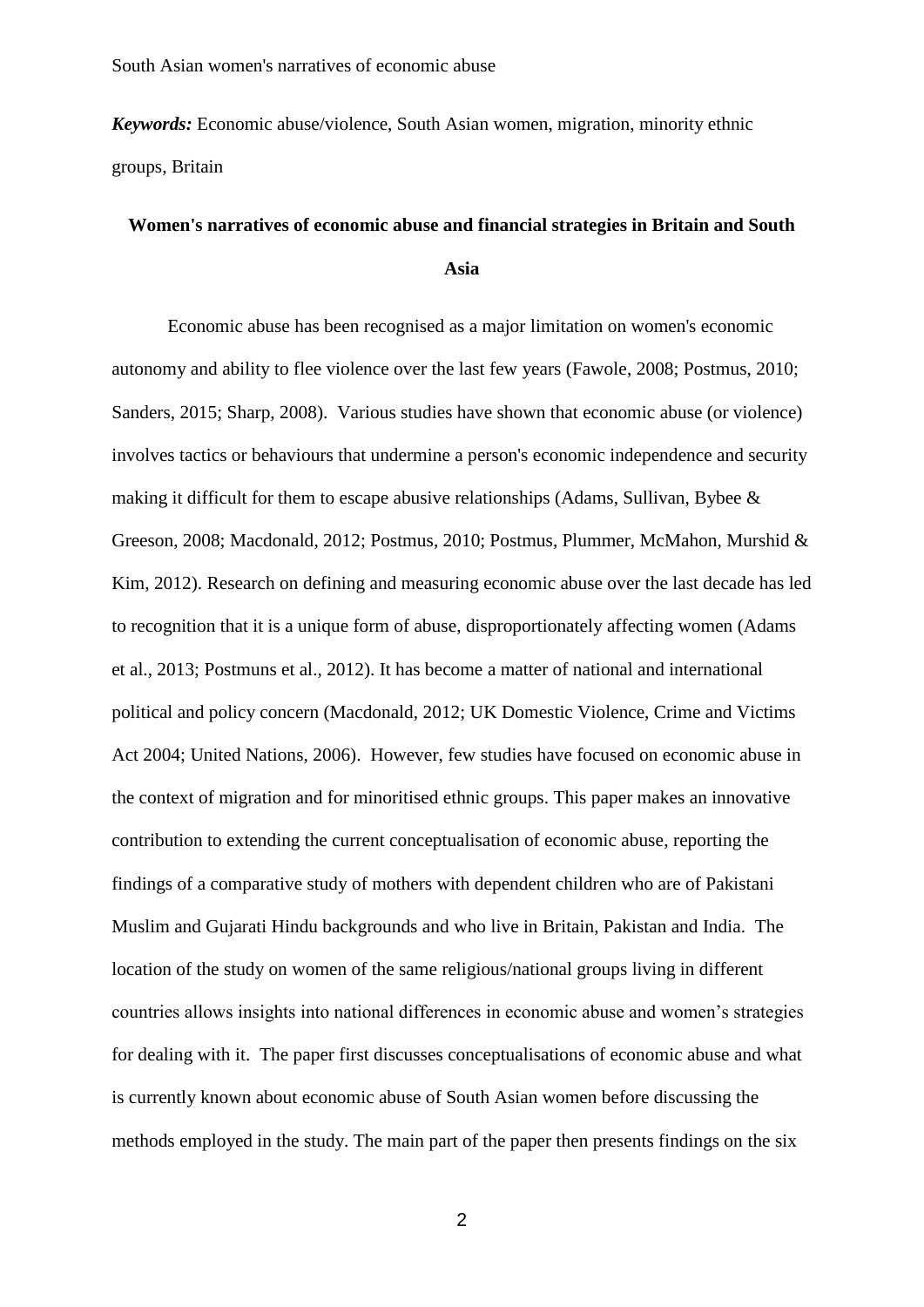***Keywords:*** Economic abuse/violence, South Asian women, migration, minority ethnic groups, Britain

## Women's narratives of economic abuse and financial strategies in Britain and South Asia

Economic abuse has been recognised as a major limitation on women's economic autonomy and ability to flee violence over the last few years (Fawole, 2008; Postmus, 2010; Sanders, 2015; Sharp, 2008). Various studies have shown that economic abuse (or violence) involves tactics or behaviours that undermine a person's economic independence and security making it difficult for them to escape abusive relationships (Adams, Sullivan, Bybee & Greeson, 2008; Macdonald, 2012; Postmus, 2010; Postmus, Plummer, McMahon, Murshid & Kim, 2012). Research on defining and measuring economic abuse over the last decade has led to recognition that it is a unique form of abuse, disproportionately affecting women (Adams et al., 2013; Postmuns et al., 2012). It has become a matter of national and international political and policy concern (Macdonald, 2012; UK Domestic Violence, Crime and Victims Act 2004; United Nations, 2006). However, few studies have focused on economic abuse in the context of migration and for minoritised ethnic groups. This paper makes an innovative contribution to extending the current conceptualisation of economic abuse, reporting the findings of a comparative study of mothers with dependent children who are of Pakistani Muslim and Gujarati Hindu backgrounds and who live in Britain, Pakistan and India. The location of the study on women of the same religious/national groups living in different countries allows insights into national differences in economic abuse and women's strategies for dealing with it. The paper first discusses conceptualisations of economic abuse and what is currently known about economic abuse of South Asian women before discussing the methods employed in the study. The main part of the paper then presents findings on the six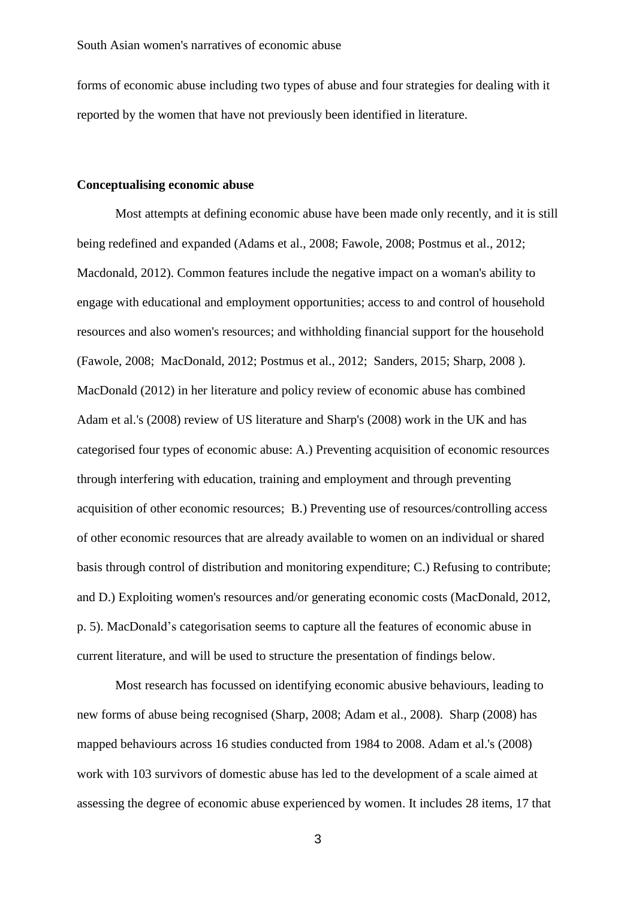forms of economic abuse including two types of abuse and four strategies for dealing with it reported by the women that have not previously been identified in literature.

### Conceptualising economic abuse

Most attempts at defining economic abuse have been made only recently, and it is still being redefined and expanded (Adams et al., 2008; Fawole, 2008; Postmus et al., 2012; Macdonald, 2012). Common features include the negative impact on a woman's ability to engage with educational and employment opportunities; access to and control of household resources and also women's resources; and withholding financial support for the household (Fawole, 2008; MacDonald, 2012; Postmus et al., 2012; Sanders, 2015; Sharp, 2008 ). MacDonald (2012) in her literature and policy review of economic abuse has combined Adam et al.'s (2008) review of US literature and Sharp's (2008) work in the UK and has categorised four types of economic abuse: A.) Preventing acquisition of economic resources through interfering with education, training and employment and through preventing acquisition of other economic resources; B.) Preventing use of resources/controlling access of other economic resources that are already available to women on an individual or shared basis through control of distribution and monitoring expenditure; C.) Refusing to contribute; and D.) Exploiting women's resources and/or generating economic costs (MacDonald, 2012, p. 5). MacDonald's categorisation seems to capture all the features of economic abuse in current literature, and will be used to structure the presentation of findings below.

Most research has focussed on identifying economic abusive behaviours, leading to new forms of abuse being recognised (Sharp, 2008; Adam et al., 2008). Sharp (2008) has mapped behaviours across 16 studies conducted from 1984 to 2008. Adam et al.'s (2008) work with 103 survivors of domestic abuse has led to the development of a scale aimed at assessing the degree of economic abuse experienced by women. It includes 28 items, 17 that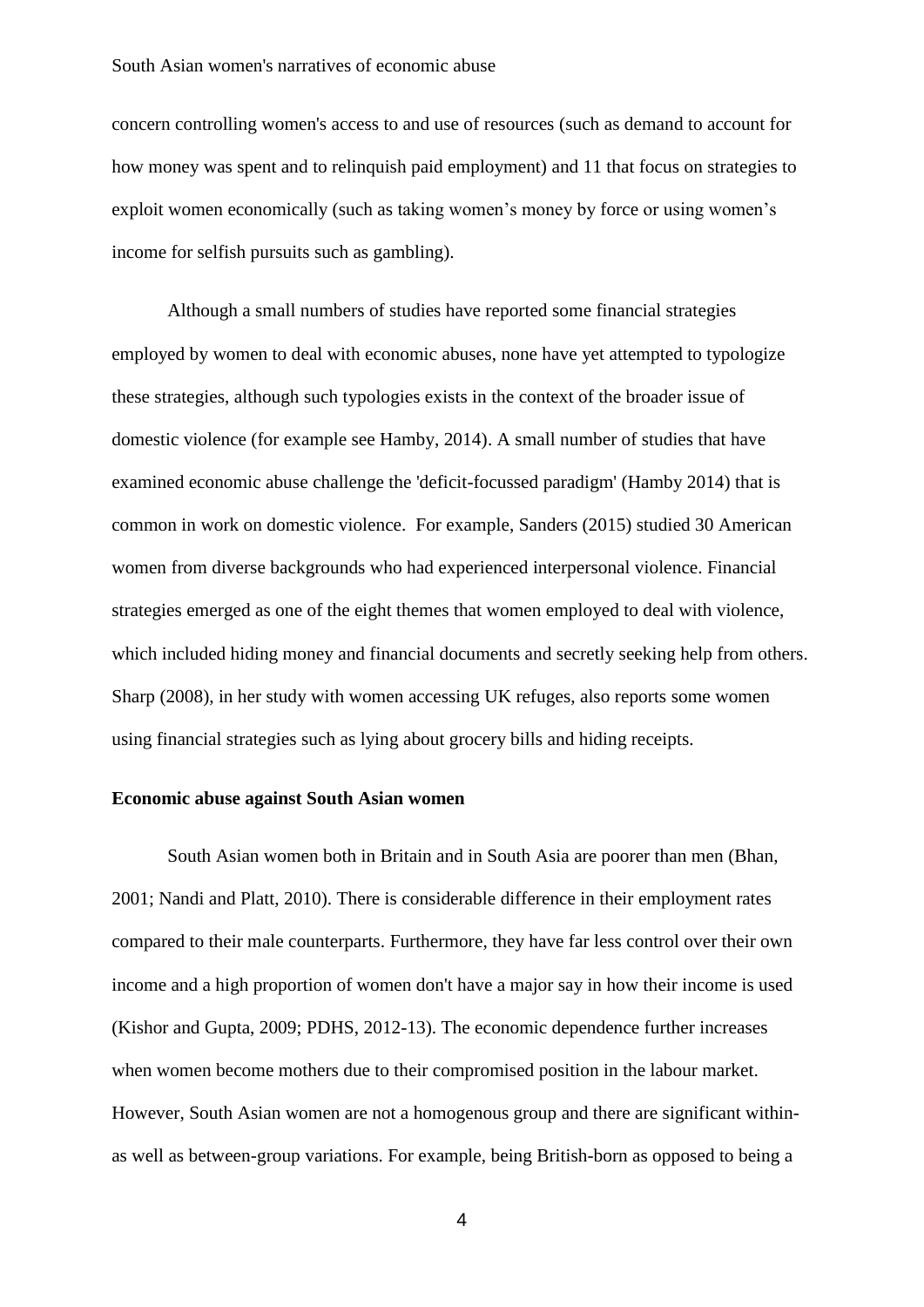concern controlling women's access to and use of resources (such as demand to account for how money was spent and to relinquish paid employment) and 11 that focus on strategies to exploit women economically (such as taking women's money by force or using women's income for selfish pursuits such as gambling).

Although a small numbers of studies have reported some financial strategies employed by women to deal with economic abuses, none have yet attempted to typologize these strategies, although such typologies exists in the context of the broader issue of domestic violence (for example see Hamby, 2014). A small number of studies that have examined economic abuse challenge the 'deficit-focussed paradigm' (Hamby 2014) that is common in work on domestic violence. For example, Sanders (2015) studied 30 American women from diverse backgrounds who had experienced interpersonal violence. Financial strategies emerged as one of the eight themes that women employed to deal with violence, which included hiding money and financial documents and secretly seeking help from others. Sharp (2008), in her study with women accessing UK refuges, also reports some women using financial strategies such as lying about grocery bills and hiding receipts.

**Economic abuse against South Asian women**

South Asian women both in Britain and in South Asia are poorer than men (Bhan, 2001; Nandi and Platt, 2010). There is considerable difference in their employment rates compared to their male counterparts. Furthermore, they have far less control over their own income and a high proportion of women don't have a major say in how their income is used (Kishor and Gupta, 2009; PDHS, 2012-13). The economic dependence further increases when women become mothers due to their compromised position in the labour market. However, South Asian women are not a homogenous group and there are significant within- as well as between-group variations. For example, being British-born as opposed to being a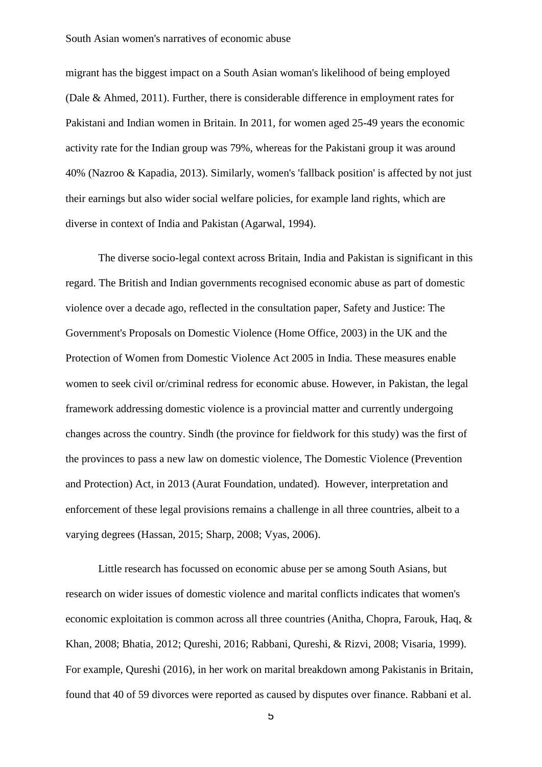migrant has the biggest impact on a South Asian woman's likelihood of being employed (Dale & Ahmed, 2011). Further, there is considerable difference in employment rates for Pakistani and Indian women in Britain. In 2011, for women aged 25-49 years the economic activity rate for the Indian group was 79%, whereas for the Pakistani group it was around 40% (Nazroo & Kapadia, 2013). Similarly, women's 'fallback position' is affected by not just their earnings but also wider social welfare policies, for example land rights, which are diverse in context of India and Pakistan (Agarwal, 1994).

The diverse socio-legal context across Britain, India and Pakistan is significant in this regard. The British and Indian governments recognised economic abuse as part of domestic violence over a decade ago, reflected in the consultation paper, Safety and Justice: The Government's Proposals on Domestic Violence (Home Office, 2003) in the UK and the Protection of Women from Domestic Violence Act 2005 in India. These measures enable women to seek civil or/criminal redress for economic abuse. However, in Pakistan, the legal framework addressing domestic violence is a provincial matter and currently undergoing changes across the country. Sindh (the province for fieldwork for this study) was the first of the provinces to pass a new law on domestic violence, The Domestic Violence (Prevention and Protection) Act, in 2013 (Aurat Foundation, undated). However, interpretation and enforcement of these legal provisions remains a challenge in all three countries, albeit to a varying degrees (Hassan, 2015; Sharp, 2008; Vyas, 2006).

Little research has focussed on economic abuse per se among South Asians, but research on wider issues of domestic violence and marital conflicts indicates that women's economic exploitation is common across all three countries (Anitha, Chopra, Farouk, Haq, & Khan, 2008; Bhatia, 2012; Qureshi, 2016; Rabbani, Qureshi, & Rizvi, 2008; Visaria, 1999). For example, Qureshi (2016), in her work on marital breakdown among Pakistanis in Britain, found that 40 of 59 divorces were reported as caused by disputes over finance. Rabbani et al.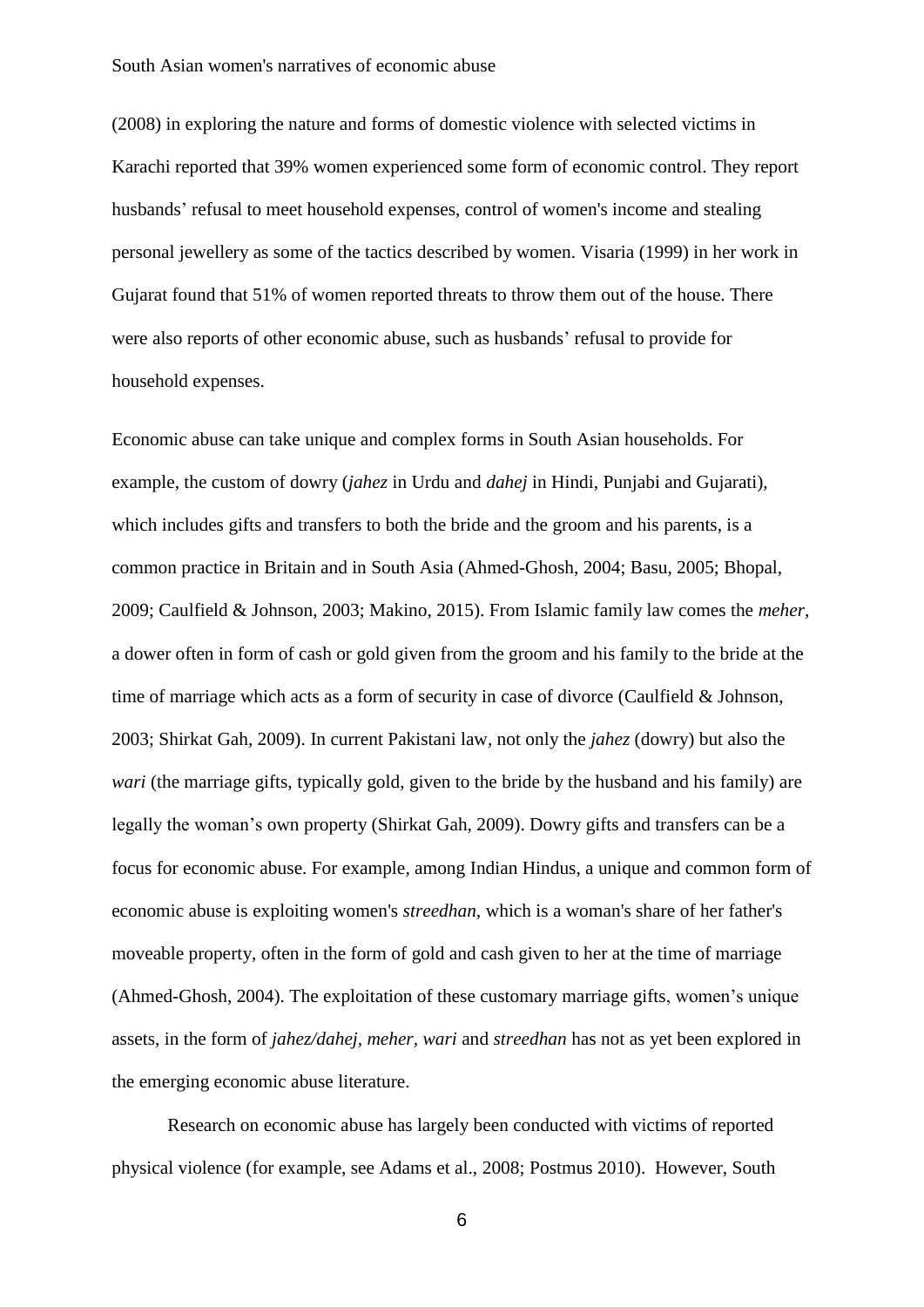(2008) in exploring the nature and forms of domestic violence with selected victims in Karachi reported that 39% women experienced some form of economic control. They report husbands' refusal to meet household expenses, control of women's income and stealing personal jewellery as some of the tactics described by women. Visaria (1999) in her work in Gujarat found that 51% of women reported threats to throw them out of the house. There were also reports of other economic abuse, such as husbands' refusal to provide for household expenses.

Economic abuse can take unique and complex forms in South Asian households. For example, the custom of dowry (*jahez* in Urdu and *dahej* in Hindi, Punjabi and Gujarati), which includes gifts and transfers to both the bride and the groom and his parents, is a common practice in Britain and in South Asia (Ahmed-Ghosh, 2004; Basu, 2005; Bhopal, 2009; Caulfield & Johnson, 2003; Makino, 2015). From Islamic family law comes the *meher*, a dower often in form of cash or gold given from the groom and his family to the bride at the time of marriage which acts as a form of security in case of divorce (Caulfield & Johnson, 2003; Shirkat Gah, 2009). In current Pakistani law, not only the *jahez* (dowry) but also the *wari* (the marriage gifts, typically gold, given to the bride by the husband and his family) are legally the woman's own property (Shirkat Gah, 2009). Dowry gifts and transfers can be a focus for economic abuse. For example, among Indian Hindus, a unique and common form of economic abuse is exploiting women's *streedhan*, which is a woman's share of her father's moveable property, often in the form of gold and cash given to her at the time of marriage (Ahmed-Ghosh, 2004). The exploitation of these customary marriage gifts, women's unique assets, in the form of *jahez/dahej*, *meher*, *wari* and *streedhan* has not as yet been explored in the emerging economic abuse literature.

Research on economic abuse has largely been conducted with victims of reported physical violence (for example, see Adams et al., 2008; Postmus 2010). However, South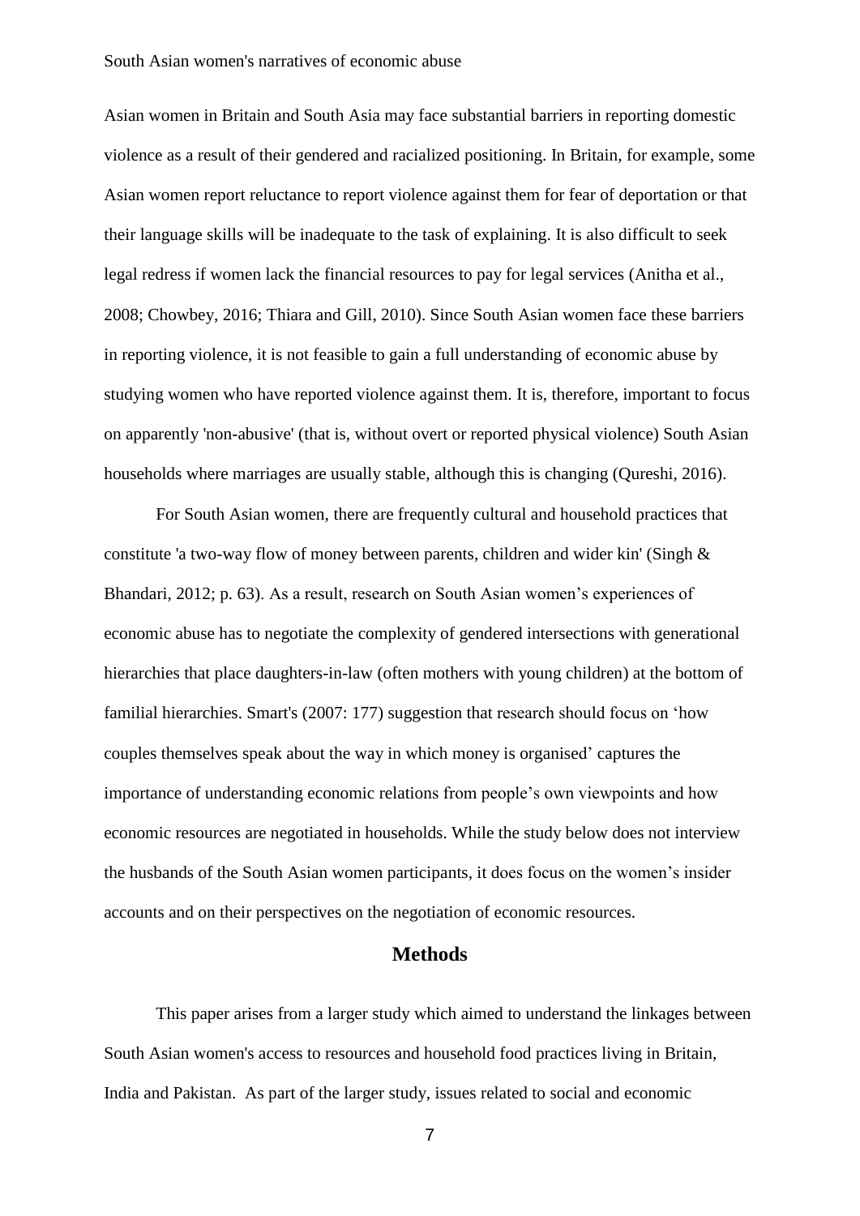Asian women in Britain and South Asia may face substantial barriers in reporting domestic violence as a result of their gendered and racialized positioning. In Britain, for example, some Asian women report reluctance to report violence against them for fear of deportation or that their language skills will be inadequate to the task of explaining. It is also difficult to seek legal redress if women lack the financial resources to pay for legal services (Anitha et al., 2008; Chowbey, 2016; Thiara and Gill, 2010). Since South Asian women face these barriers in reporting violence, it is not feasible to gain a full understanding of economic abuse by studying women who have reported violence against them. It is, therefore, important to focus on apparently 'non-abusive' (that is, without overt or reported physical violence) South Asian households where marriages are usually stable, although this is changing (Qureshi, 2016).

For South Asian women, there are frequently cultural and household practices that constitute 'a two-way flow of money between parents, children and wider kin' (Singh & Bhandari, 2012; p. 63). As a result, research on South Asian women's experiences of economic abuse has to negotiate the complexity of gendered intersections with generational hierarchies that place daughters-in-law (often mothers with young children) at the bottom of familial hierarchies. Smart's (2007: 177) suggestion that research should focus on 'how couples themselves speak about the way in which money is organised' captures the importance of understanding economic relations from people's own viewpoints and how economic resources are negotiated in households. While the study below does not interview the husbands of the South Asian women participants, it does focus on the women's insider accounts and on their perspectives on the negotiation of economic resources.

## Methods

This paper arises from a larger study which aimed to understand the linkages between South Asian women's access to resources and household food practices living in Britain, India and Pakistan. As part of the larger study, issues related to social and economic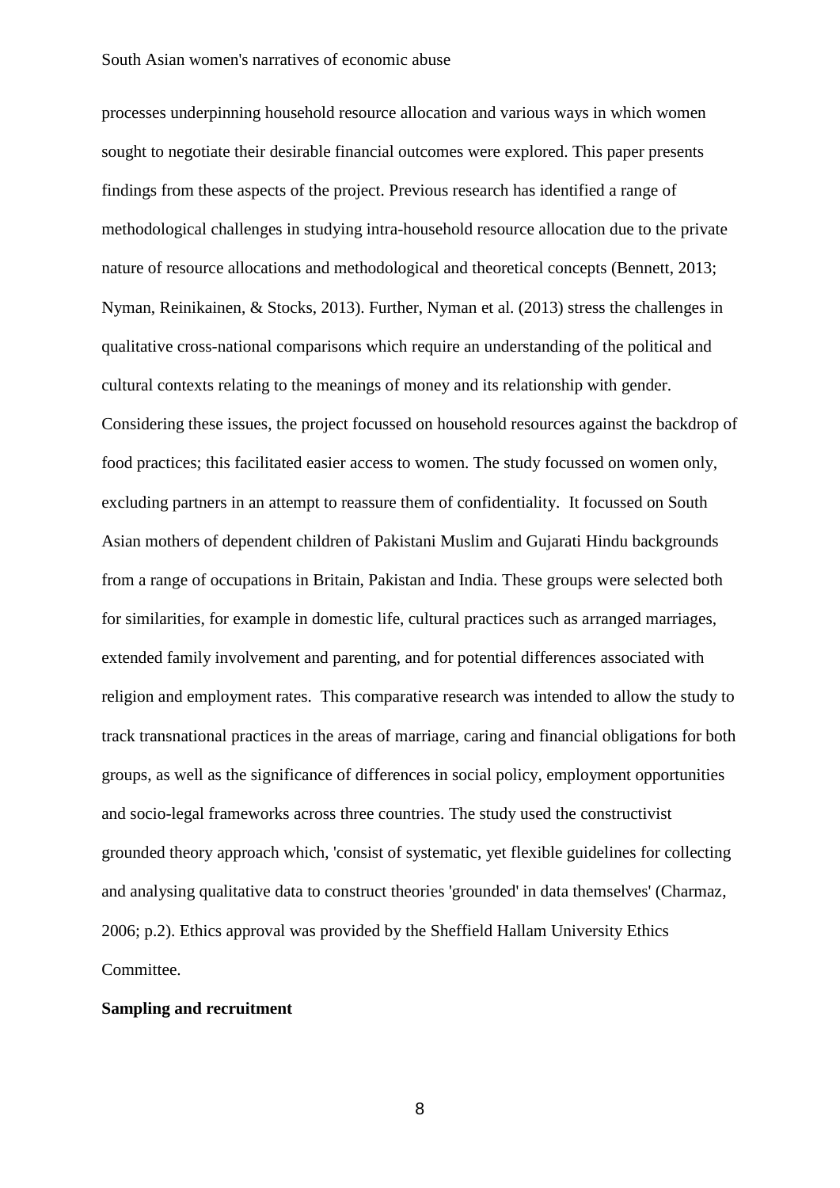processes underpinning household resource allocation and various ways in which women sought to negotiate their desirable financial outcomes were explored. This paper presents findings from these aspects of the project. Previous research has identified a range of methodological challenges in studying intra-household resource allocation due to the private nature of resource allocations and methodological and theoretical concepts (Bennett, 2013; Nyman, Reinikainen, & Stocks, 2013). Further, Nyman et al. (2013) stress the challenges in qualitative cross-national comparisons which require an understanding of the political and cultural contexts relating to the meanings of money and its relationship with gender. Considering these issues, the project focussed on household resources against the backdrop of food practices; this facilitated easier access to women. The study focussed on women only, excluding partners in an attempt to reassure them of confidentiality. It focussed on South Asian mothers of dependent children of Pakistani Muslim and Gujarati Hindu backgrounds from a range of occupations in Britain, Pakistan and India. These groups were selected both for similarities, for example in domestic life, cultural practices such as arranged marriages, extended family involvement and parenting, and for potential differences associated with religion and employment rates. This comparative research was intended to allow the study to track transnational practices in the areas of marriage, caring and financial obligations for both groups, as well as the significance of differences in social policy, employment opportunities and socio-legal frameworks across three countries. The study used the constructivist grounded theory approach which, 'consist of systematic, yet flexible guidelines for collecting and analysing qualitative data to construct theories 'grounded' in data themselves' (Charmaz, 2006; p.2). Ethics approval was provided by the Sheffield Hallam University Ethics Committee.

**Sampling and recruitment**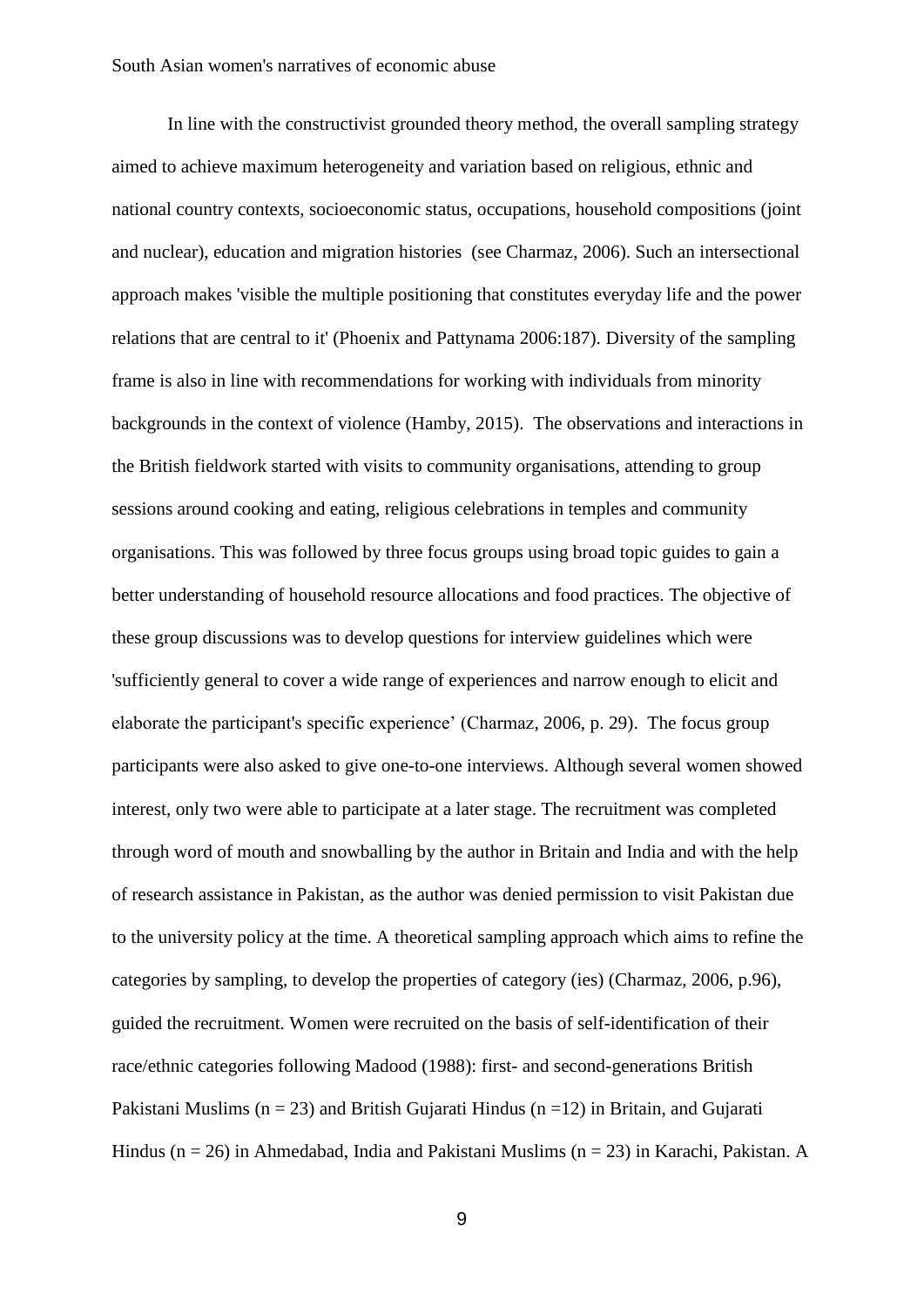In line with the constructivist grounded theory method, the overall sampling strategy aimed to achieve maximum heterogeneity and variation based on religious, ethnic and national country contexts, socioeconomic status, occupations, household compositions (joint and nuclear), education and migration histories (see Charmaz, 2006). Such an intersectional approach makes 'visible the multiple positioning that constitutes everyday life and the power relations that are central to it' (Phoenix and Pattynama 2006:187). Diversity of the sampling frame is also in line with recommendations for working with individuals from minority backgrounds in the context of violence (Hamby, 2015). The observations and interactions in the British fieldwork started with visits to community organisations, attending to group sessions around cooking and eating, religious celebrations in temples and community organisations. This was followed by three focus groups using broad topic guides to gain a better understanding of household resource allocations and food practices. The objective of these group discussions was to develop questions for interview guidelines which were 'sufficiently general to cover a wide range of experiences and narrow enough to elicit and elaborate the participant's specific experience' (Charmaz, 2006, p. 29). The focus group participants were also asked to give one-to-one interviews. Although several women showed interest, only two were able to participate at a later stage. The recruitment was completed through word of mouth and snowballing by the author in Britain and India and with the help of research assistance in Pakistan, as the author was denied permission to visit Pakistan due to the university policy at the time. A theoretical sampling approach which aims to refine the categories by sampling, to develop the properties of category (ies) (Charmaz, 2006, p.96), guided the recruitment. Women were recruited on the basis of self-identification of their race/ethnic categories following Madood (1988): first- and second-generations British Pakistani Muslims (n = 23) and British Gujarati Hindus (n =12) in Britain, and Gujarati Hindus (n = 26) in Ahmedabad, India and Pakistani Muslims (n = 23) in Karachi, Pakistan. A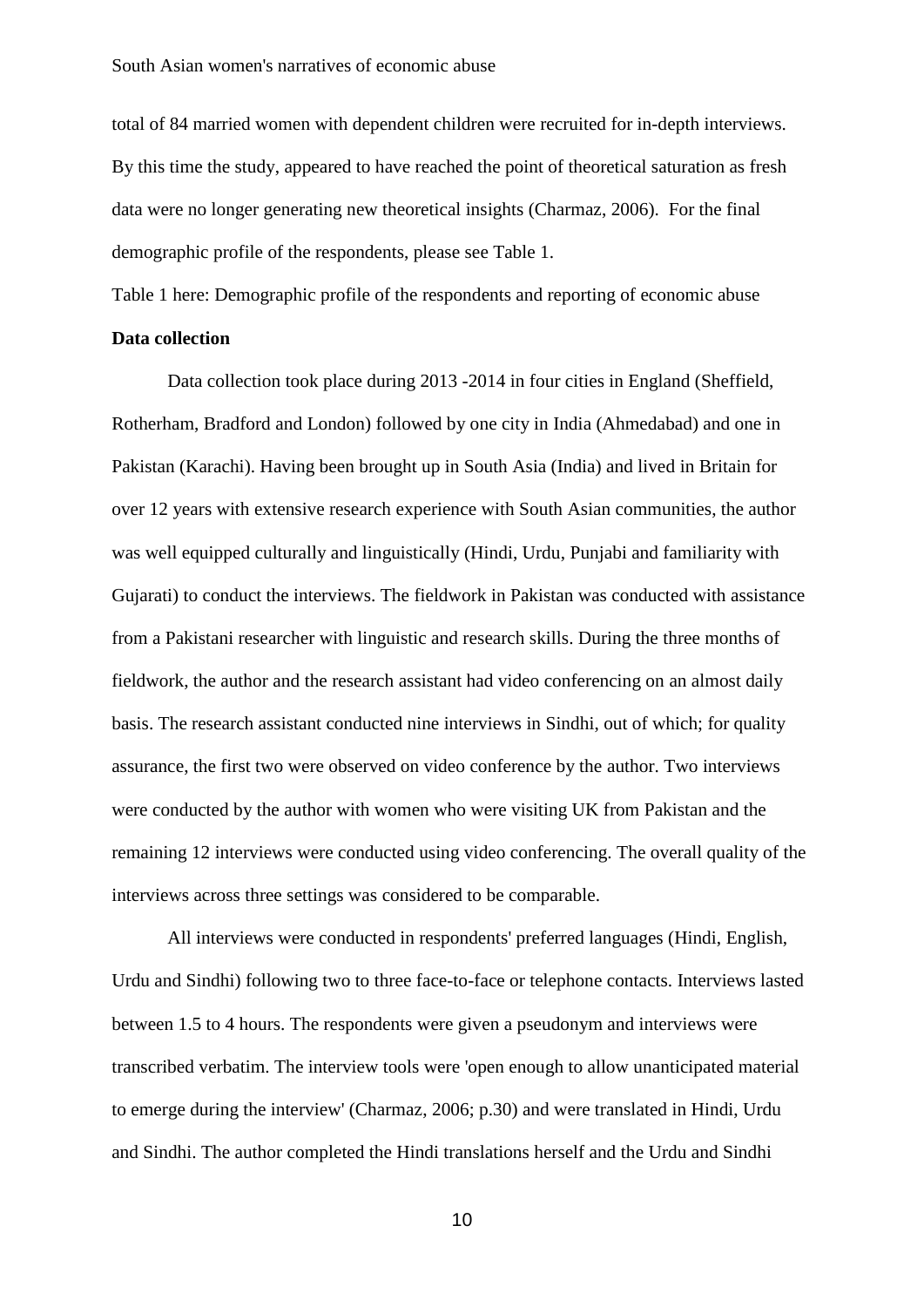total of 84 married women with dependent children were recruited for in-depth interviews. By this time the study, appeared to have reached the point of theoretical saturation as fresh data were no longer generating new theoretical insights (Charmaz, 2006). For the final demographic profile of the respondents, please see Table 1.

Table 1 here: Demographic profile of the respondents and reporting of economic abuse

**Data collection**

Data collection took place during 2013 -2014 in four cities in England (Sheffield, Rotherham, Bradford and London) followed by one city in India (Ahmedabad) and one in Pakistan (Karachi). Having been brought up in South Asia (India) and lived in Britain for over 12 years with extensive research experience with South Asian communities, the author was well equipped culturally and linguistically (Hindi, Urdu, Punjabi and familiarity with Gujarati) to conduct the interviews. The fieldwork in Pakistan was conducted with assistance from a Pakistani researcher with linguistic and research skills. During the three months of fieldwork, the author and the research assistant had video conferencing on an almost daily basis. The research assistant conducted nine interviews in Sindhi, out of which; for quality assurance, the first two were observed on video conference by the author. Two interviews were conducted by the author with women who were visiting UK from Pakistan and the remaining 12 interviews were conducted using video conferencing. The overall quality of the interviews across three settings was considered to be comparable.

All interviews were conducted in respondents' preferred languages (Hindi, English, Urdu and Sindhi) following two to three face-to-face or telephone contacts. Interviews lasted between 1.5 to 4 hours. The respondents were given a pseudonym and interviews were transcribed verbatim. The interview tools were 'open enough to allow unanticipated material to emerge during the interview' (Charmaz, 2006; p.30) and were translated in Hindi, Urdu and Sindhi. The author completed the Hindi translations herself and the Urdu and Sindhi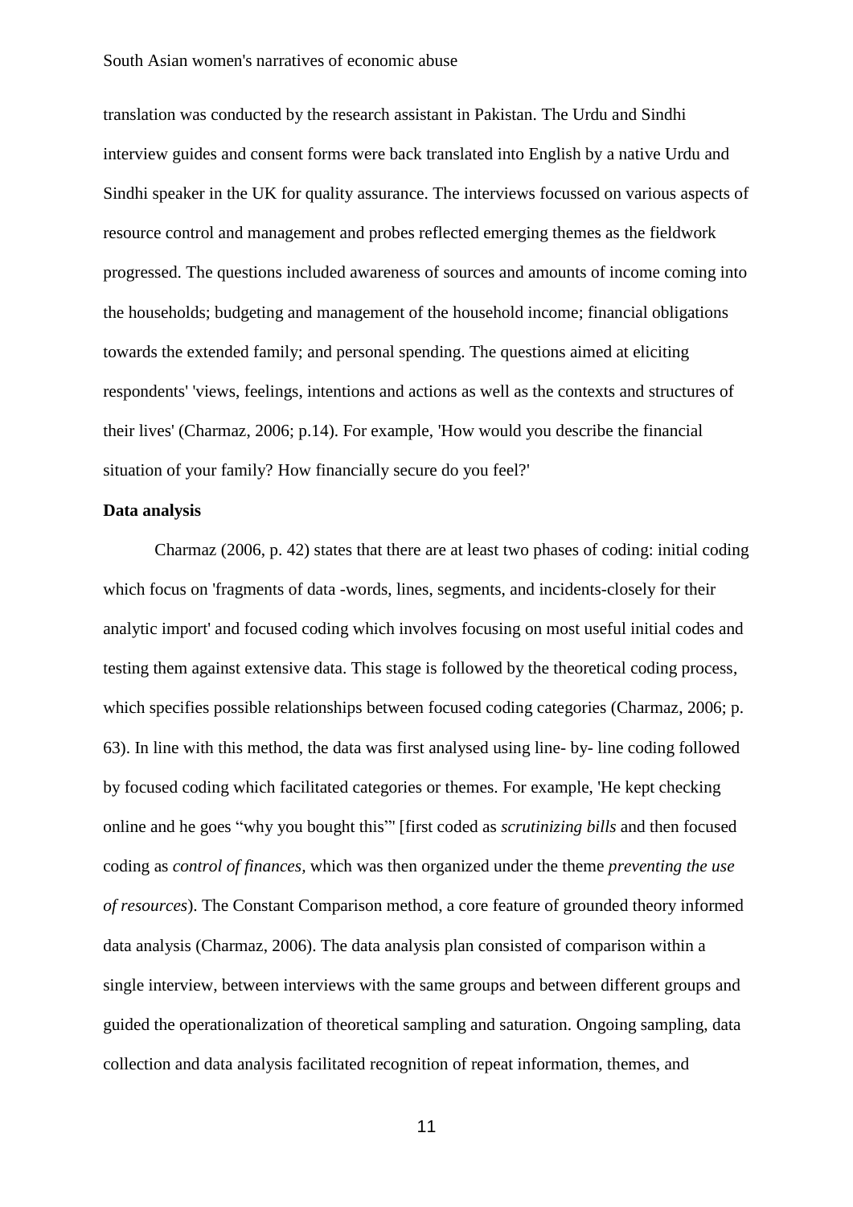translation was conducted by the research assistant in Pakistan. The Urdu and Sindhi interview guides and consent forms were back translated into English by a native Urdu and Sindhi speaker in the UK for quality assurance. The interviews focussed on various aspects of resource control and management and probes reflected emerging themes as the fieldwork progressed. The questions included awareness of sources and amounts of income coming into the households; budgeting and management of the household income; financial obligations towards the extended family; and personal spending. The questions aimed at eliciting respondents' 'views, feelings, intentions and actions as well as the contexts and structures of their lives' (Charmaz, 2006; p.14). For example, 'How would you describe the financial situation of your family? How financially secure do you feel?'

**Data analysis**

Charmaz (2006, p. 42) states that there are at least two phases of coding: initial coding which focus on 'fragments of data -words, lines, segments, and incidents-closely for their analytic import' and focused coding which involves focusing on most useful initial codes and testing them against extensive data. This stage is followed by the theoretical coding process, which specifies possible relationships between focused coding categories (Charmaz, 2006; p. 63). In line with this method, the data was first analysed using line- by- line coding followed by focused coding which facilitated categories or themes. For example, 'He kept checking online and he goes "why you bought this"' [first coded as *scrutinizing bills* and then focused coding as *control of finances,* which was then organized under the theme *preventing the use of resources*). The Constant Comparison method, a core feature of grounded theory informed data analysis (Charmaz, 2006). The data analysis plan consisted of comparison within a single interview, between interviews with the same groups and between different groups and guided the operationalization of theoretical sampling and saturation. Ongoing sampling, data collection and data analysis facilitated recognition of repeat information, themes, and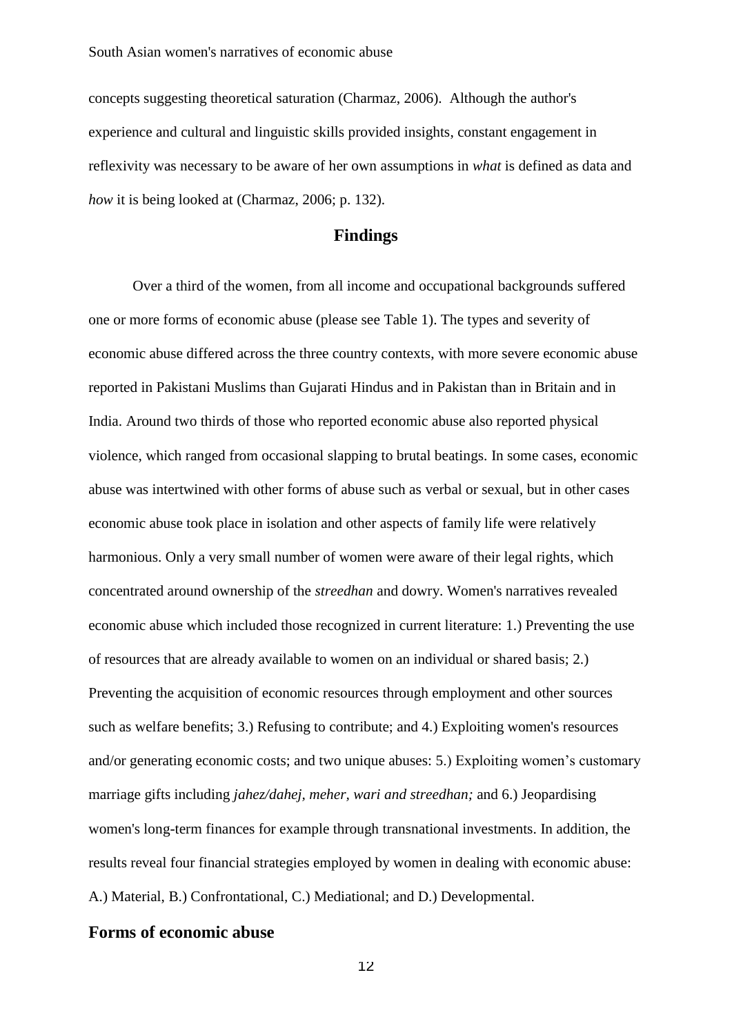concepts suggesting theoretical saturation (Charmaz, 2006). Although the author's experience and cultural and linguistic skills provided insights, constant engagement in reflexivity was necessary to be aware of her own assumptions in *what* is defined as data and *how* it is being looked at (Charmaz, 2006; p. 132).

## Findings

Over a third of the women, from all income and occupational backgrounds suffered one or more forms of economic abuse (please see Table 1). The types and severity of economic abuse differed across the three country contexts, with more severe economic abuse reported in Pakistani Muslims than Gujarati Hindus and in Pakistan than in Britain and in India. Around two thirds of those who reported economic abuse also reported physical violence, which ranged from occasional slapping to brutal beatings. In some cases, economic abuse was intertwined with other forms of abuse such as verbal or sexual, but in other cases economic abuse took place in isolation and other aspects of family life were relatively harmonious. Only a very small number of women were aware of their legal rights, which concentrated around ownership of the *streedhan* and dowry. Women's narratives revealed economic abuse which included those recognized in current literature: 1.) Preventing the use of resources that are already available to women on an individual or shared basis; 2.) Preventing the acquisition of economic resources through employment and other sources such as welfare benefits; 3.) Refusing to contribute; and 4.) Exploiting women's resources and/or generating economic costs; and two unique abuses: 5.) Exploiting women's customary marriage gifts including *jahez/dahej, meher, wari and streedhan;* and 6.) Jeopardising women's long-term finances for example through transnational investments. In addition, the results reveal four financial strategies employed by women in dealing with economic abuse: A.) Material, B.) Confrontational, C.) Mediational; and D.) Developmental.

### Forms of economic abuse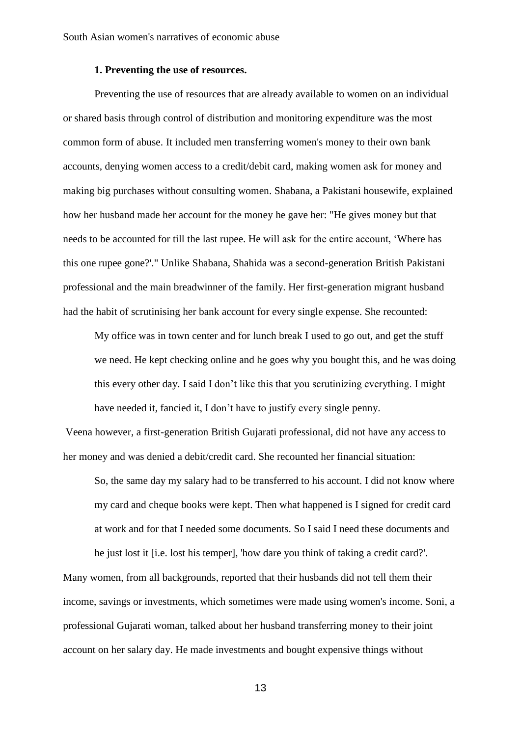### 1. Preventing the use of resources.

Preventing the use of resources that are already available to women on an individual or shared basis through control of distribution and monitoring expenditure was the most common form of abuse. It included men transferring women's money to their own bank accounts, denying women access to a credit/debit card, making women ask for money and making big purchases without consulting women. Shabana, a Pakistani housewife, explained how her husband made her account for the money he gave her: "He gives money but that needs to be accounted for till the last rupee. He will ask for the entire account, 'Where has this one rupee gone?'." Unlike Shabana, Shahida was a second-generation British Pakistani professional and the main breadwinner of the family. Her first-generation migrant husband had the habit of scrutinising her bank account for every single expense. She recounted:

> My office was in town center and for lunch break I used to go out, and get the stuff we need. He kept checking online and he goes why you bought this, and he was doing this every other day. I said I don't like this that you scrutinizing everything. I might have needed it, fancied it, I don't have to justify every single penny.

Veena however, a first-generation British Gujarati professional, did not have any access to her money and was denied a debit/credit card. She recounted her financial situation:

> So, the same day my salary had to be transferred to his account. I did not know where my card and cheque books were kept. Then what happened is I signed for credit card at work and for that I needed some documents. So I said I need these documents and he just lost it [i.e. lost his temper], 'how dare you think of taking a credit card?'.

Many women, from all backgrounds, reported that their husbands did not tell them their income, savings or investments, which sometimes were made using women's income. Soni, a professional Gujarati woman, talked about her husband transferring money to their joint account on her salary day. He made investments and bought expensive things without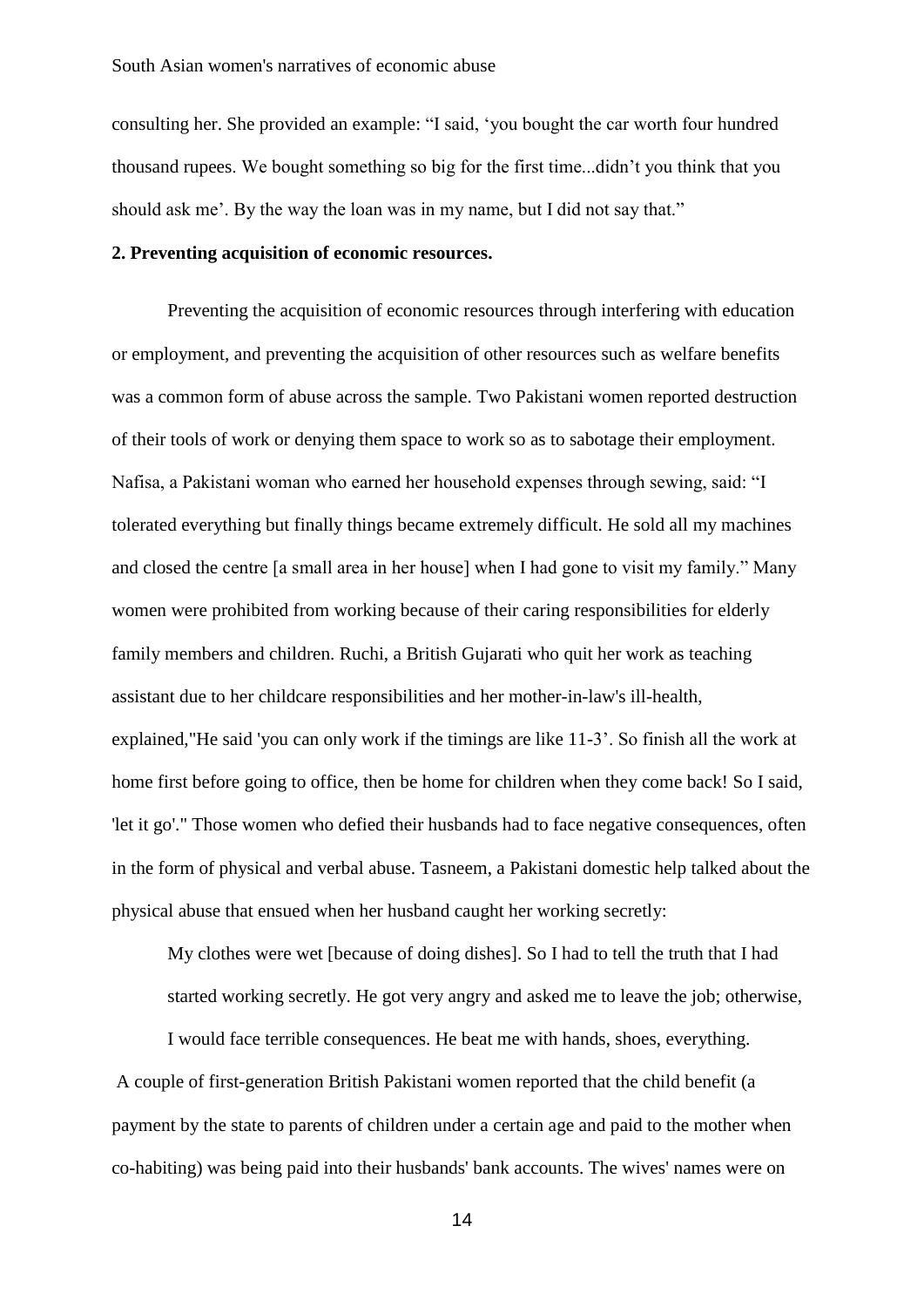consulting her. She provided an example: “I said, ‘you bought the car worth four hundred thousand rupees. We bought something so big for the first time...didn’t you think that you should ask me’. By the way the loan was in my name, but I did not say that.”

**2. Preventing acquisition of economic resources.**

Preventing the acquisition of economic resources through interfering with education or employment, and preventing the acquisition of other resources such as welfare benefits was a common form of abuse across the sample. Two Pakistani women reported destruction of their tools of work or denying them space to work so as to sabotage their employment. Nafisa, a Pakistani woman who earned her household expenses through sewing, said: “I tolerated everything but finally things became extremely difficult. He sold all my machines and closed the centre [a small area in her house] when I had gone to visit my family.” Many women were prohibited from working because of their caring responsibilities for elderly family members and children. Ruchi, a British Gujarati who quit her work as teaching assistant due to her childcare responsibilities and her mother-in-law's ill-health, explained,"He said 'you can only work if the timings are like 11-3’. So finish all the work at home first before going to office, then be home for children when they come back! So I said, 'let it go'." Those women who defied their husbands had to face negative consequences, often in the form of physical and verbal abuse. Tasneem, a Pakistani domestic help talked about the physical abuse that ensued when her husband caught her working secretly:

> My clothes were wet [because of doing dishes]. So I had to tell the truth that I had started working secretly. He got very angry and asked me to leave the job; otherwise, I would face terrible consequences. He beat me with hands, shoes, everything.

A couple of first-generation British Pakistani women reported that the child benefit (a payment by the state to parents of children under a certain age and paid to the mother when co-habiting) was being paid into their husbands' bank accounts. The wives' names were on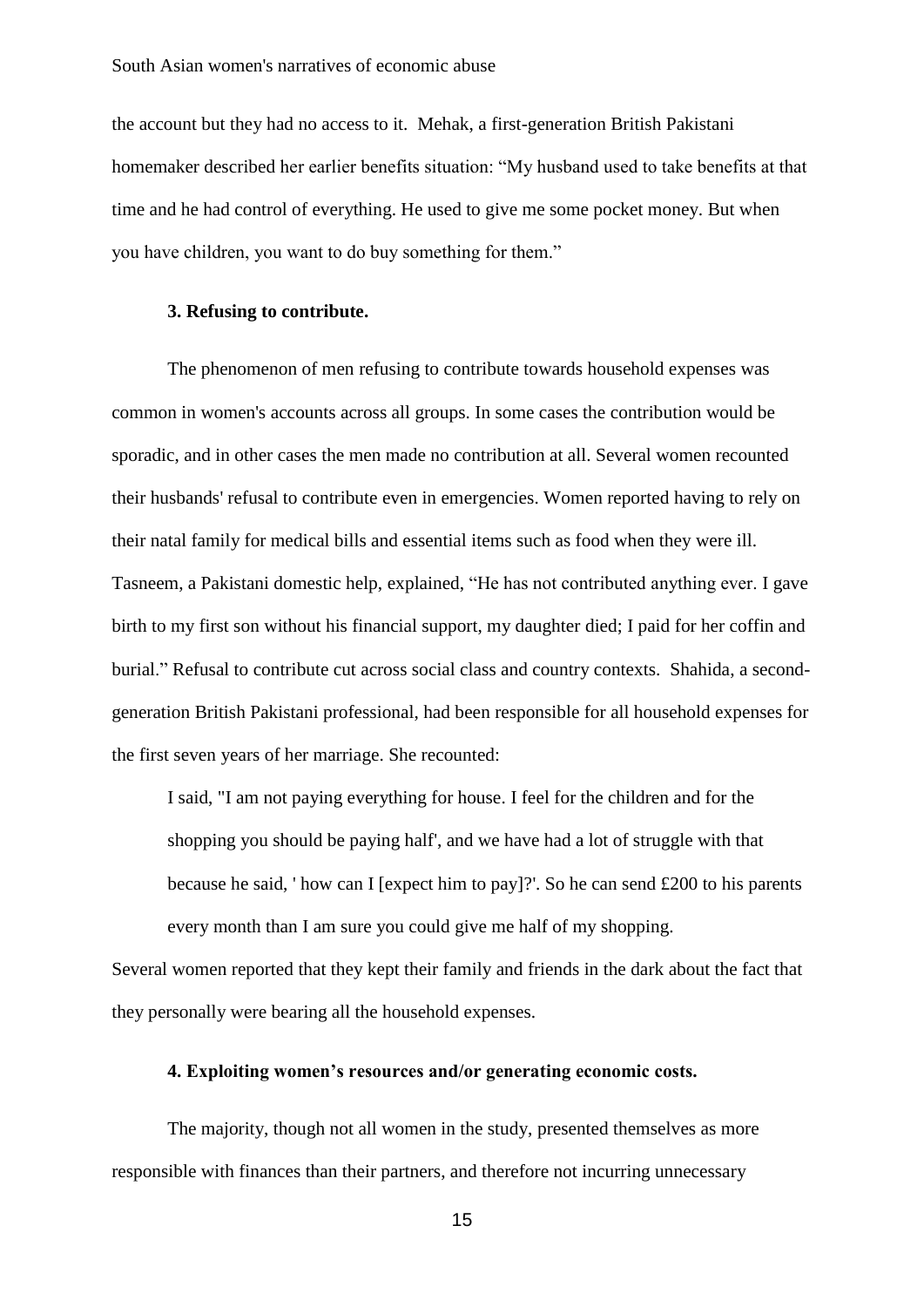the account but they had no access to it. Mehak, a first-generation British Pakistani homemaker described her earlier benefits situation: "My husband used to take benefits at that time and he had control of everything. He used to give me some pocket money. But when you have children, you want to do buy something for them."

### 3. Refusing to contribute.

The phenomenon of men refusing to contribute towards household expenses was common in women's accounts across all groups. In some cases the contribution would be sporadic, and in other cases the men made no contribution at all. Several women recounted their husbands' refusal to contribute even in emergencies. Women reported having to rely on their natal family for medical bills and essential items such as food when they were ill. Tasneem, a Pakistani domestic help, explained, "He has not contributed anything ever. I gave birth to my first son without his financial support, my daughter died; I paid for her coffin and burial." Refusal to contribute cut across social class and country contexts. Shahida, a second-generation British Pakistani professional, had been responsible for all household expenses for the first seven years of her marriage. She recounted:

> I said, "I am not paying everything for house. I feel for the children and for the shopping you should be paying half', and we have had a lot of struggle with that because he said, ' how can I [expect him to pay]?'. So he can send £200 to his parents every month than I am sure you could give me half of my shopping.

Several women reported that they kept their family and friends in the dark about the fact that they personally were bearing all the household expenses.

### 4. Exploiting women's resources and/or generating economic costs.

The majority, though not all women in the study, presented themselves as more responsible with finances than their partners, and therefore not incurring unnecessary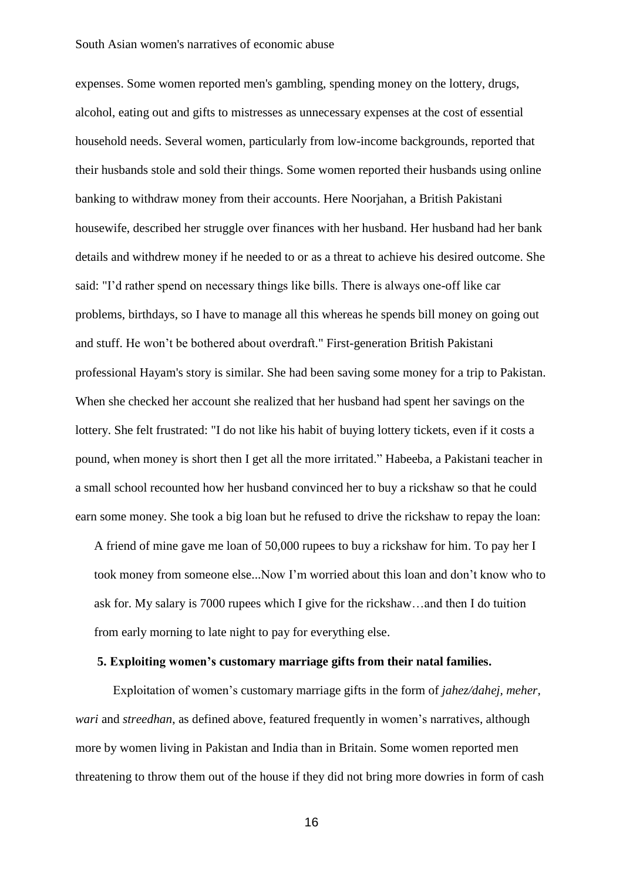expenses. Some women reported men's gambling, spending money on the lottery, drugs, alcohol, eating out and gifts to mistresses as unnecessary expenses at the cost of essential household needs. Several women, particularly from low-income backgrounds, reported that their husbands stole and sold their things. Some women reported their husbands using online banking to withdraw money from their accounts. Here Noorjahan, a British Pakistani housewife, described her struggle over finances with her husband. Her husband had her bank details and withdrew money if he needed to or as a threat to achieve his desired outcome. She said: "I'd rather spend on necessary things like bills. There is always one-off like car problems, birthdays, so I have to manage all this whereas he spends bill money on going out and stuff. He won't be bothered about overdraft." First-generation British Pakistani professional Hayam's story is similar. She had been saving some money for a trip to Pakistan. When she checked her account she realized that her husband had spent her savings on the lottery. She felt frustrated: "I do not like his habit of buying lottery tickets, even if it costs a pound, when money is short then I get all the more irritated." Habeeba, a Pakistani teacher in a small school recounted how her husband convinced her to buy a rickshaw so that he could earn some money. She took a big loan but he refused to drive the rickshaw to repay the loan:

> A friend of mine gave me loan of 50,000 rupees to buy a rickshaw for him. To pay her I took money from someone else...Now I'm worried about this loan and don't know who to ask for. My salary is 7000 rupees which I give for the rickshaw…and then I do tuition from early morning to late night to pay for everything else.

**5. Exploiting women's customary marriage gifts from their natal families.**

Exploitation of women's customary marriage gifts in the form of *jahez/dahej, meher, wari* and *streedhan*, as defined above, featured frequently in women's narratives, although more by women living in Pakistan and India than in Britain. Some women reported men threatening to throw them out of the house if they did not bring more dowries in form of cash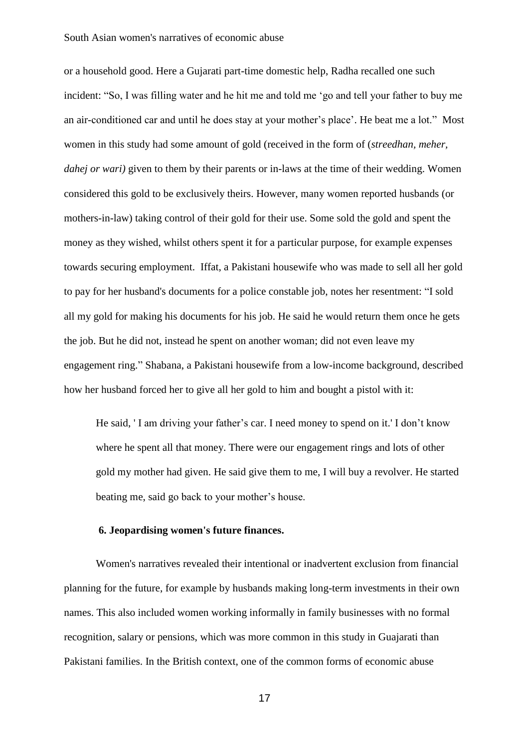or a household good. Here a Gujarati part-time domestic help, Radha recalled one such incident: "So, I was filling water and he hit me and told me 'go and tell your father to buy me an air-conditioned car and until he does stay at your mother's place'. He beat me a lot." Most women in this study had some amount of gold (received in the form of (*streedhan, meher, dahej or wari)* given to them by their parents or in-laws at the time of their wedding. Women considered this gold to be exclusively theirs. However, many women reported husbands (or mothers-in-law) taking control of their gold for their use. Some sold the gold and spent the money as they wished, whilst others spent it for a particular purpose, for example expenses towards securing employment. Iffat, a Pakistani housewife who was made to sell all her gold to pay for her husband's documents for a police constable job, notes her resentment: "I sold all my gold for making his documents for his job. He said he would return them once he gets the job. But he did not, instead he spent on another woman; did not even leave my engagement ring." Shabana, a Pakistani housewife from a low-income background, described how her husband forced her to give all her gold to him and bought a pistol with it:

> He said, ' I am driving your father's car. I need money to spend on it.' I don't know where he spent all that money. There were our engagement rings and lots of other gold my mother had given. He said give them to me, I will buy a revolver. He started beating me, said go back to your mother's house.

**6. Jeopardising women's future finances.**

Women's narratives revealed their intentional or inadvertent exclusion from financial planning for the future, for example by husbands making long-term investments in their own names. This also included women working informally in family businesses with no formal recognition, salary or pensions, which was more common in this study in Guajarati than Pakistani families. In the British context, one of the common forms of economic abuse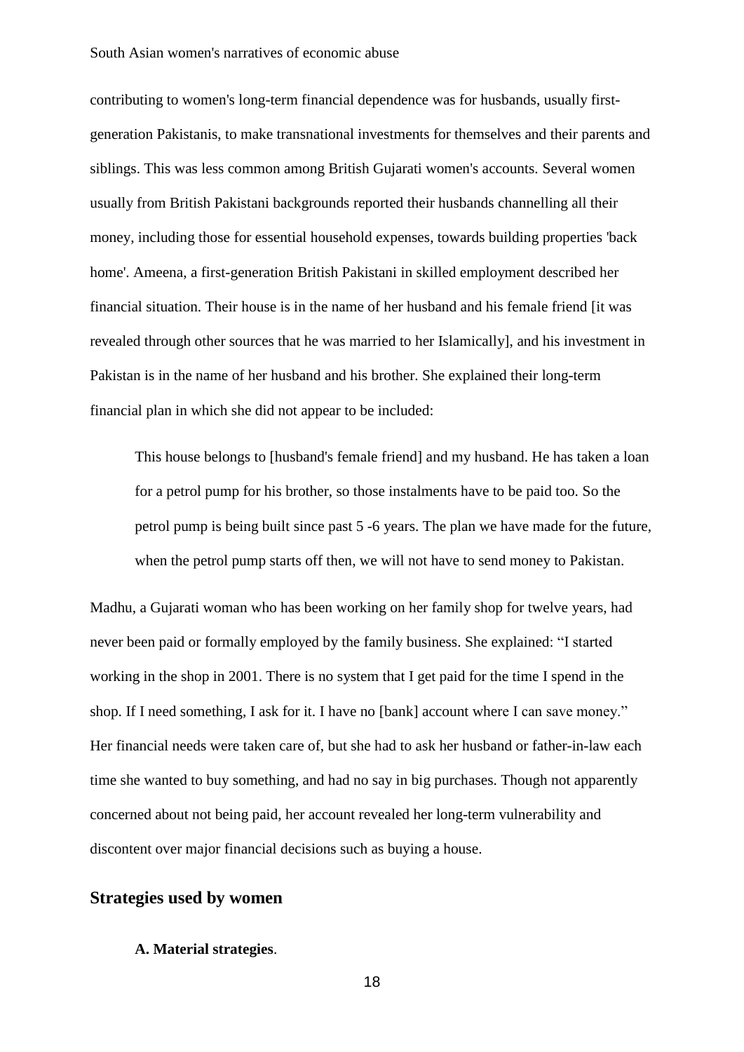contributing to women's long-term financial dependence was for husbands, usually first-generation Pakistanis, to make transnational investments for themselves and their parents and siblings. This was less common among British Gujarati women's accounts. Several women usually from British Pakistani backgrounds reported their husbands channelling all their money, including those for essential household expenses, towards building properties 'back home'. Ameena, a first-generation British Pakistani in skilled employment described her financial situation. Their house is in the name of her husband and his female friend [it was revealed through other sources that he was married to her Islamically], and his investment in Pakistan is in the name of her husband and his brother. She explained their long-term financial plan in which she did not appear to be included:

> This house belongs to [husband's female friend] and my husband. He has taken a loan for a petrol pump for his brother, so those instalments have to be paid too. So the petrol pump is being built since past 5 -6 years. The plan we have made for the future, when the petrol pump starts off then, we will not have to send money to Pakistan.

Madhu, a Gujarati woman who has been working on her family shop for twelve years, had never been paid or formally employed by the family business. She explained: "I started working in the shop in 2001. There is no system that I get paid for the time I spend in the shop. If I need something, I ask for it. I have no [bank] account where I can save money." Her financial needs were taken care of, but she had to ask her husband or father-in-law each time she wanted to buy something, and had no say in big purchases. Though not apparently concerned about not being paid, her account revealed her long-term vulnerability and discontent over major financial decisions such as buying a house.

## Strategies used by women

### A. Material strategies.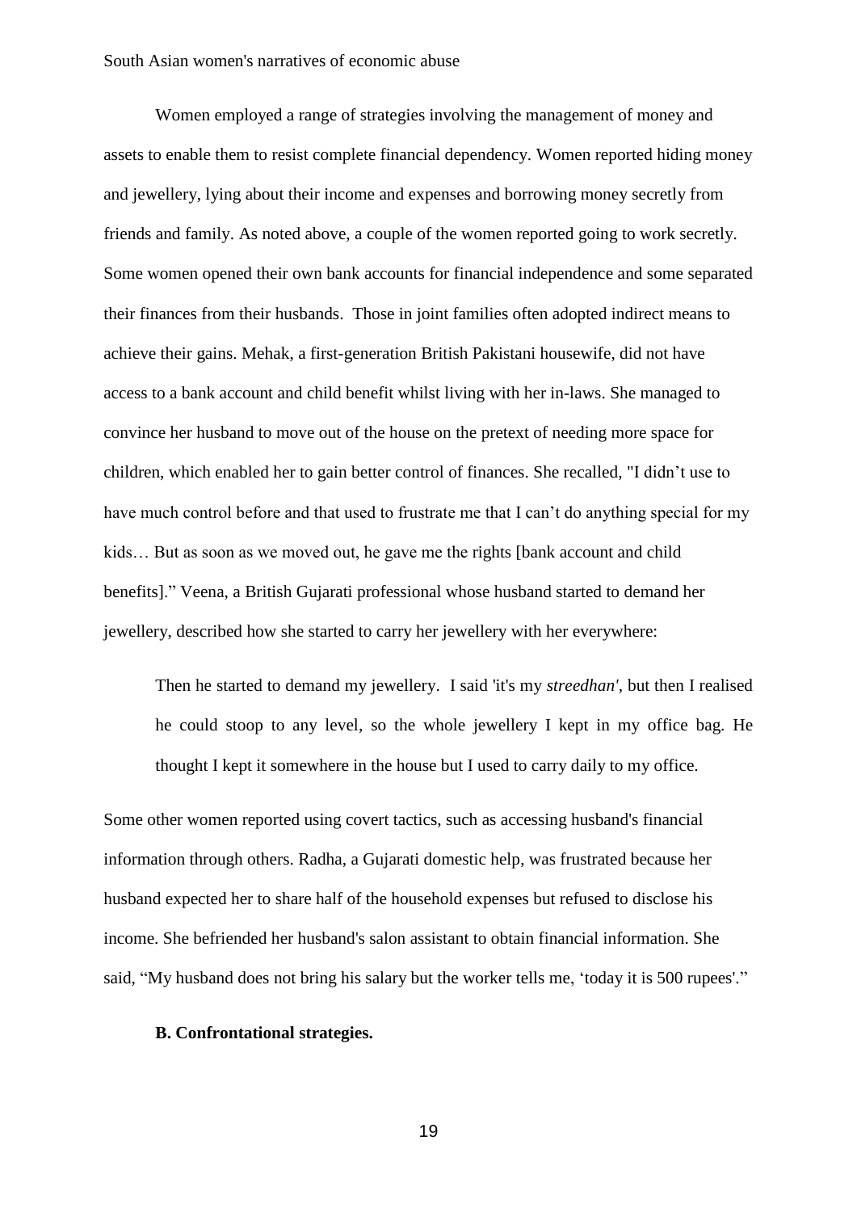Women employed a range of strategies involving the management of money and assets to enable them to resist complete financial dependency. Women reported hiding money and jewellery, lying about their income and expenses and borrowing money secretly from friends and family. As noted above, a couple of the women reported going to work secretly. Some women opened their own bank accounts for financial independence and some separated their finances from their husbands. Those in joint families often adopted indirect means to achieve their gains. Mehak, a first-generation British Pakistani housewife, did not have access to a bank account and child benefit whilst living with her in-laws. She managed to convince her husband to move out of the house on the pretext of needing more space for children, which enabled her to gain better control of finances. She recalled, "I didn't use to have much control before and that used to frustrate me that I can't do anything special for my kids… But as soon as we moved out, he gave me the rights [bank account and child benefits]." Veena, a British Gujarati professional whose husband started to demand her jewellery, described how she started to carry her jewellery with her everywhere:

> Then he started to demand my jewellery. I said 'it's my *streedhan'*, but then I realised he could stoop to any level, so the whole jewellery I kept in my office bag. He thought I kept it somewhere in the house but I used to carry daily to my office.

Some other women reported using covert tactics, such as accessing husband's financial information through others. Radha, a Gujarati domestic help, was frustrated because her husband expected her to share half of the household expenses but refused to disclose his income. She befriended her husband's salon assistant to obtain financial information. She said, "My husband does not bring his salary but the worker tells me, 'today it is 500 rupees'."

**B. Confrontational strategies.**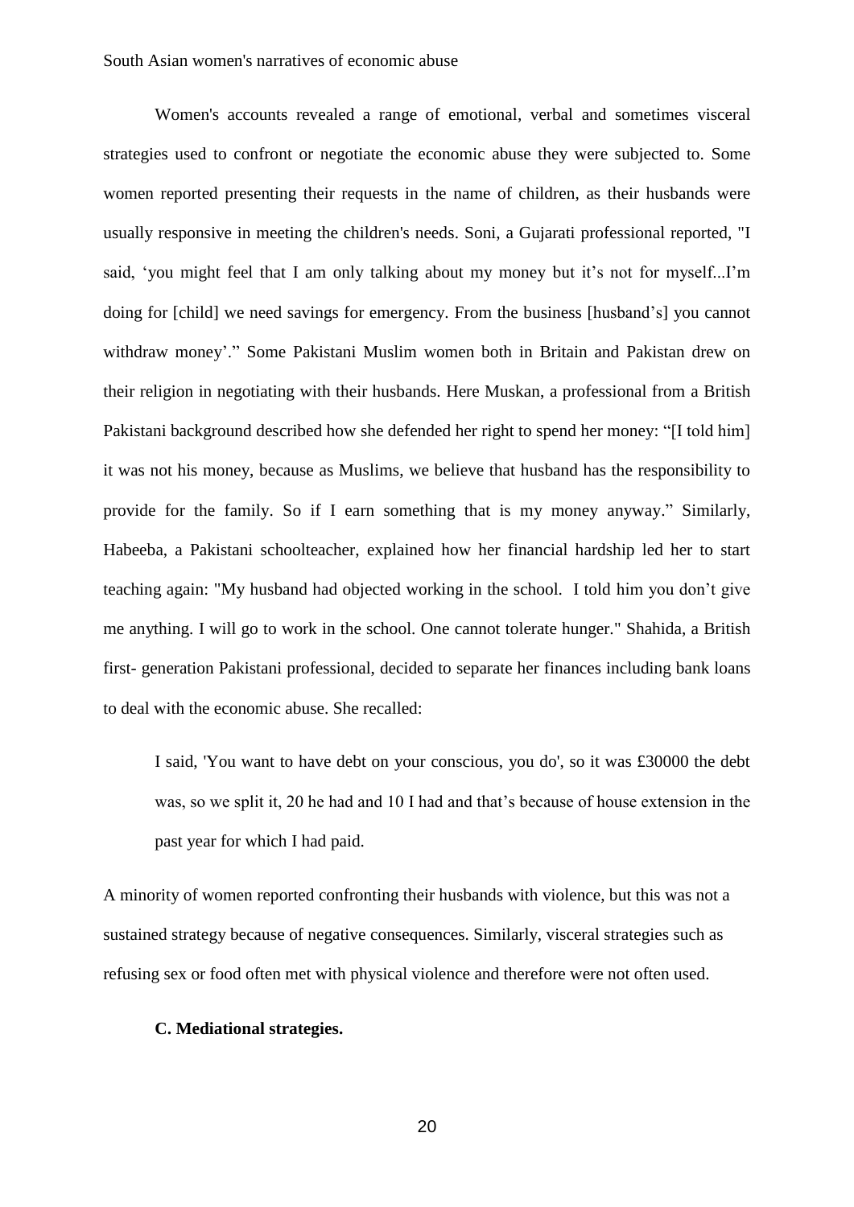Women's accounts revealed a range of emotional, verbal and sometimes visceral strategies used to confront or negotiate the economic abuse they were subjected to. Some women reported presenting their requests in the name of children, as their husbands were usually responsive in meeting the children's needs. Soni, a Gujarati professional reported, "I said, 'you might feel that I am only talking about my money but it's not for myself...I'm doing for [child] we need savings for emergency. From the business [husband's] you cannot withdraw money'." Some Pakistani Muslim women both in Britain and Pakistan drew on their religion in negotiating with their husbands. Here Muskan, a professional from a British Pakistani background described how she defended her right to spend her money: "[I told him] it was not his money, because as Muslims, we believe that husband has the responsibility to provide for the family. So if I earn something that is my money anyway." Similarly, Habeeba, a Pakistani schoolteacher, explained how her financial hardship led her to start teaching again: "My husband had objected working in the school. I told him you don't give me anything. I will go to work in the school. One cannot tolerate hunger." Shahida, a British first- generation Pakistani professional, decided to separate her finances including bank loans to deal with the economic abuse. She recalled:

> I said, 'You want to have debt on your conscious, you do', so it was £30000 the debt was, so we split it, 20 he had and 10 I had and that's because of house extension in the past year for which I had paid.

A minority of women reported confronting their husbands with violence, but this was not a sustained strategy because of negative consequences. Similarly, visceral strategies such as refusing sex or food often met with physical violence and therefore were not often used.

**C. Mediational strategies.**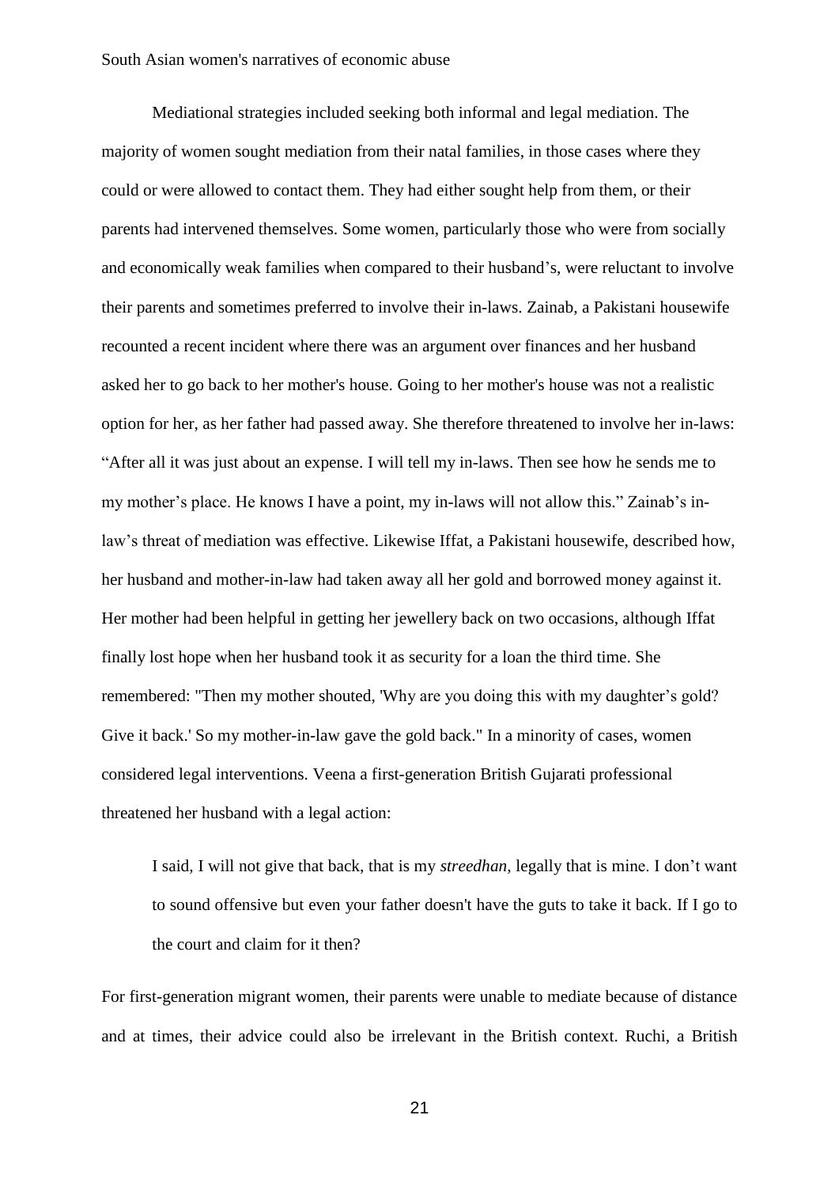Mediational strategies included seeking both informal and legal mediation. The majority of women sought mediation from their natal families, in those cases where they could or were allowed to contact them. They had either sought help from them, or their parents had intervened themselves. Some women, particularly those who were from socially and economically weak families when compared to their husband's, were reluctant to involve their parents and sometimes preferred to involve their in-laws. Zainab, a Pakistani housewife recounted a recent incident where there was an argument over finances and her husband asked her to go back to her mother's house. Going to her mother's house was not a realistic option for her, as her father had passed away. She therefore threatened to involve her in-laws: "After all it was just about an expense. I will tell my in-laws. Then see how he sends me to my mother's place. He knows I have a point, my in-laws will not allow this." Zainab's in-law's threat of mediation was effective. Likewise Iffat, a Pakistani housewife, described how, her husband and mother-in-law had taken away all her gold and borrowed money against it. Her mother had been helpful in getting her jewellery back on two occasions, although Iffat finally lost hope when her husband took it as security for a loan the third time. She remembered: "Then my mother shouted, 'Why are you doing this with my daughter's gold? Give it back.' So my mother-in-law gave the gold back." In a minority of cases, women considered legal interventions. Veena a first-generation British Gujarati professional threatened her husband with a legal action:

> I said, I will not give that back, that is my *streedhan*, legally that is mine. I don't want to sound offensive but even your father doesn't have the guts to take it back. If I go to the court and claim for it then?

For first-generation migrant women, their parents were unable to mediate because of distance and at times, their advice could also be irrelevant in the British context. Ruchi, a British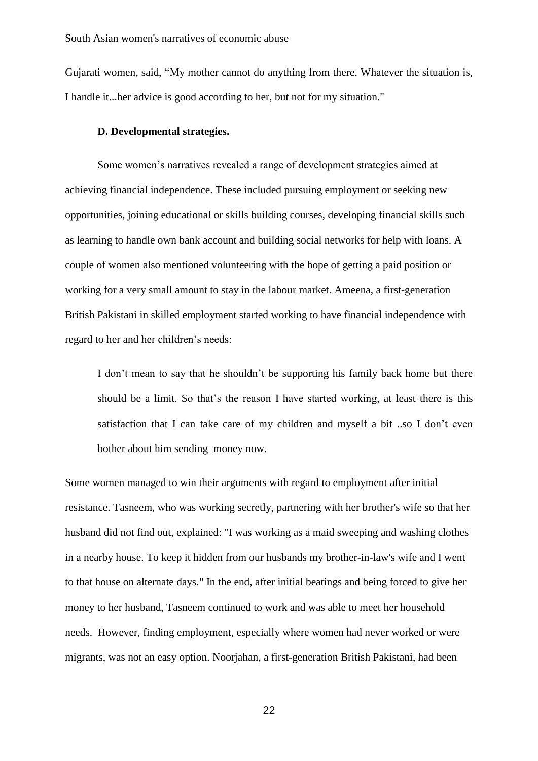Gujarati women, said, “My mother cannot do anything from there. Whatever the situation is, I handle it...her advice is good according to her, but not for my situation."

**D. Developmental strategies.**

Some women’s narratives revealed a range of development strategies aimed at achieving financial independence. These included pursuing employment or seeking new opportunities, joining educational or skills building courses, developing financial skills such as learning to handle own bank account and building social networks for help with loans. A couple of women also mentioned volunteering with the hope of getting a paid position or working for a very small amount to stay in the labour market. Ameena, a first-generation British Pakistani in skilled employment started working to have financial independence with regard to her and her children’s needs:

> I don’t mean to say that he shouldn’t be supporting his family back home but there should be a limit. So that’s the reason I have started working, at least there is this satisfaction that I can take care of my children and myself a bit ..so I don’t even bother about him sending money now.

Some women managed to win their arguments with regard to employment after initial resistance. Tasneem, who was working secretly, partnering with her brother's wife so that her husband did not find out, explained: "I was working as a maid sweeping and washing clothes in a nearby house. To keep it hidden from our husbands my brother-in-law's wife and I went to that house on alternate days." In the end, after initial beatings and being forced to give her money to her husband, Tasneem continued to work and was able to meet her household needs. However, finding employment, especially where women had never worked or were migrants, was not an easy option. Noorjahan, a first-generation British Pakistani, had been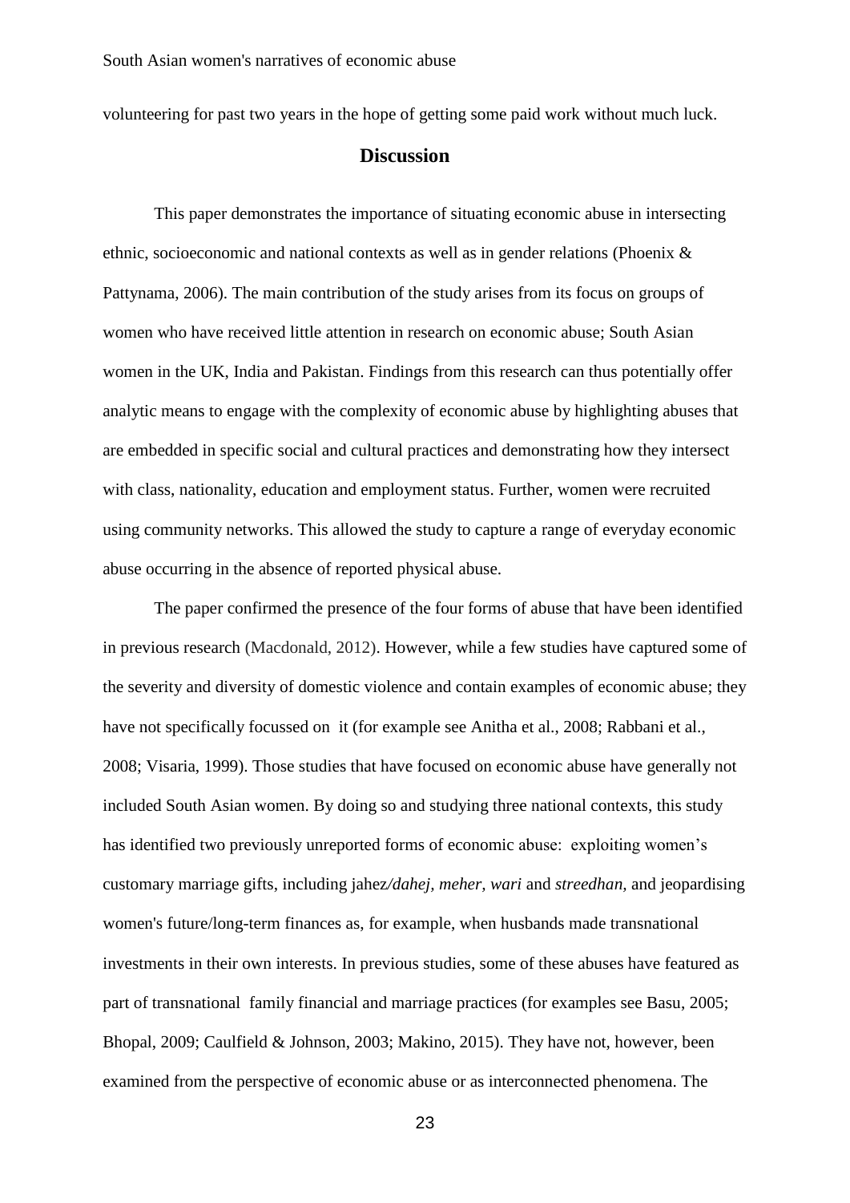volunteering for past two years in the hope of getting some paid work without much luck.

## Discussion

This paper demonstrates the importance of situating economic abuse in intersecting ethnic, socioeconomic and national contexts as well as in gender relations (Phoenix & Pattynama, 2006). The main contribution of the study arises from its focus on groups of women who have received little attention in research on economic abuse; South Asian women in the UK, India and Pakistan. Findings from this research can thus potentially offer analytic means to engage with the complexity of economic abuse by highlighting abuses that are embedded in specific social and cultural practices and demonstrating how they intersect with class, nationality, education and employment status. Further, women were recruited using community networks. This allowed the study to capture a range of everyday economic abuse occurring in the absence of reported physical abuse.

The paper confirmed the presence of the four forms of abuse that have been identified in previous research (Macdonald, 2012). However, while a few studies have captured some of the severity and diversity of domestic violence and contain examples of economic abuse; they have not specifically focussed on it (for example see Anitha et al., 2008; Rabbani et al., 2008; Visaria, 1999). Those studies that have focused on economic abuse have generally not included South Asian women. By doing so and studying three national contexts, this study has identified two previously unreported forms of economic abuse: exploiting women's customary marriage gifts, including jahez*/dahej*, *meher*, *wari* and *streedhan*, and jeopardising women's future/long-term finances as, for example, when husbands made transnational investments in their own interests. In previous studies, some of these abuses have featured as part of transnational family financial and marriage practices (for examples see Basu, 2005; Bhopal, 2009; Caulfield & Johnson, 2003; Makino, 2015). They have not, however, been examined from the perspective of economic abuse or as interconnected phenomena. The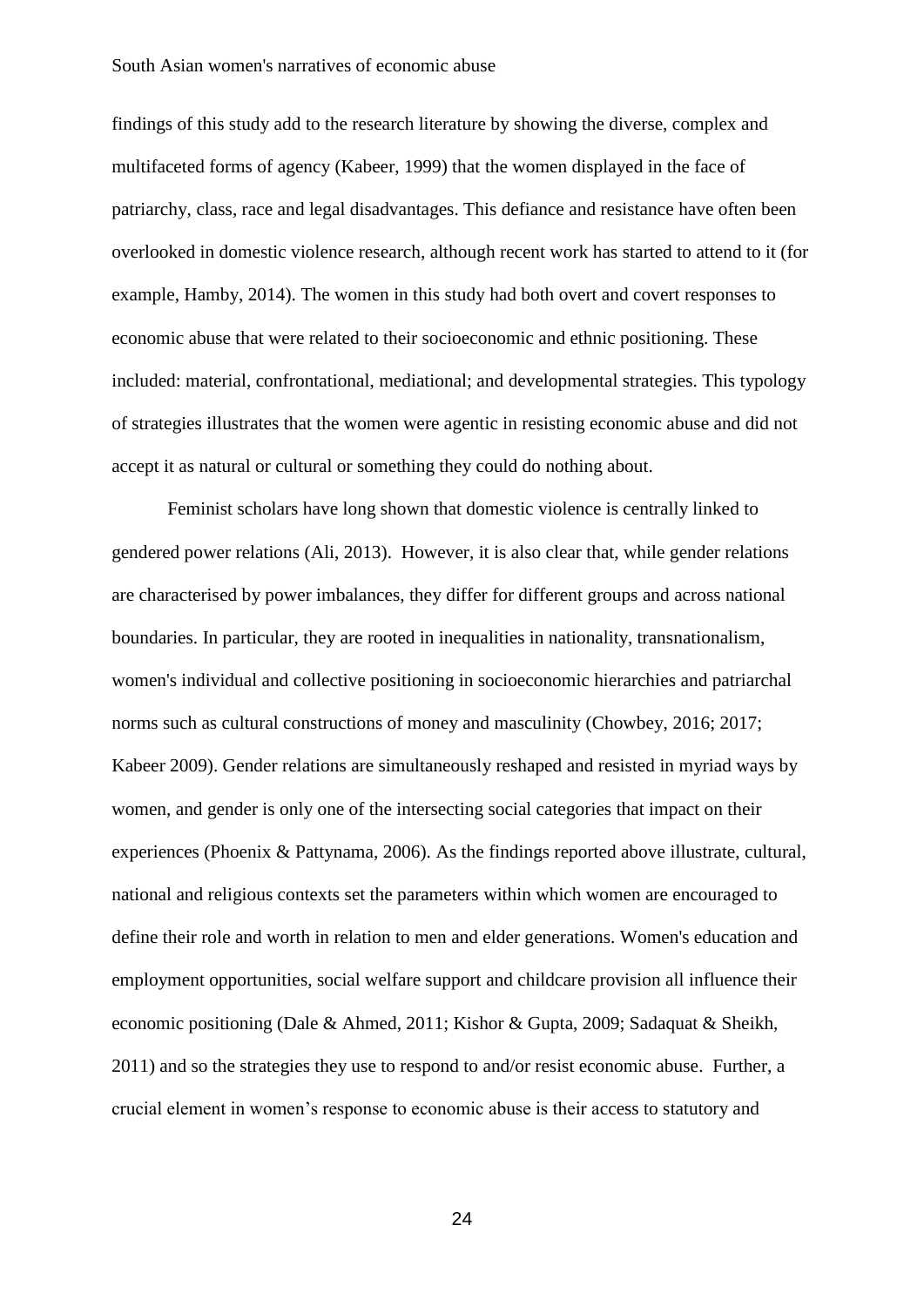findings of this study add to the research literature by showing the diverse, complex and multifaceted forms of agency (Kabeer, 1999) that the women displayed in the face of patriarchy, class, race and legal disadvantages. This defiance and resistance have often been overlooked in domestic violence research, although recent work has started to attend to it (for example, Hamby, 2014). The women in this study had both overt and covert responses to economic abuse that were related to their socioeconomic and ethnic positioning. These included: material, confrontational, mediational; and developmental strategies. This typology of strategies illustrates that the women were agentic in resisting economic abuse and did not accept it as natural or cultural or something they could do nothing about.

Feminist scholars have long shown that domestic violence is centrally linked to gendered power relations (Ali, 2013). However, it is also clear that, while gender relations are characterised by power imbalances, they differ for different groups and across national boundaries. In particular, they are rooted in inequalities in nationality, transnationalism, women's individual and collective positioning in socioeconomic hierarchies and patriarchal norms such as cultural constructions of money and masculinity (Chowbey, 2016; 2017; Kabeer 2009). Gender relations are simultaneously reshaped and resisted in myriad ways by women, and gender is only one of the intersecting social categories that impact on their experiences (Phoenix & Pattynama, 2006). As the findings reported above illustrate, cultural, national and religious contexts set the parameters within which women are encouraged to define their role and worth in relation to men and elder generations. Women's education and employment opportunities, social welfare support and childcare provision all influence their economic positioning (Dale & Ahmed, 2011; Kishor & Gupta, 2009; Sadaquat & Sheikh, 2011) and so the strategies they use to respond to and/or resist economic abuse. Further, a crucial element in women's response to economic abuse is their access to statutory and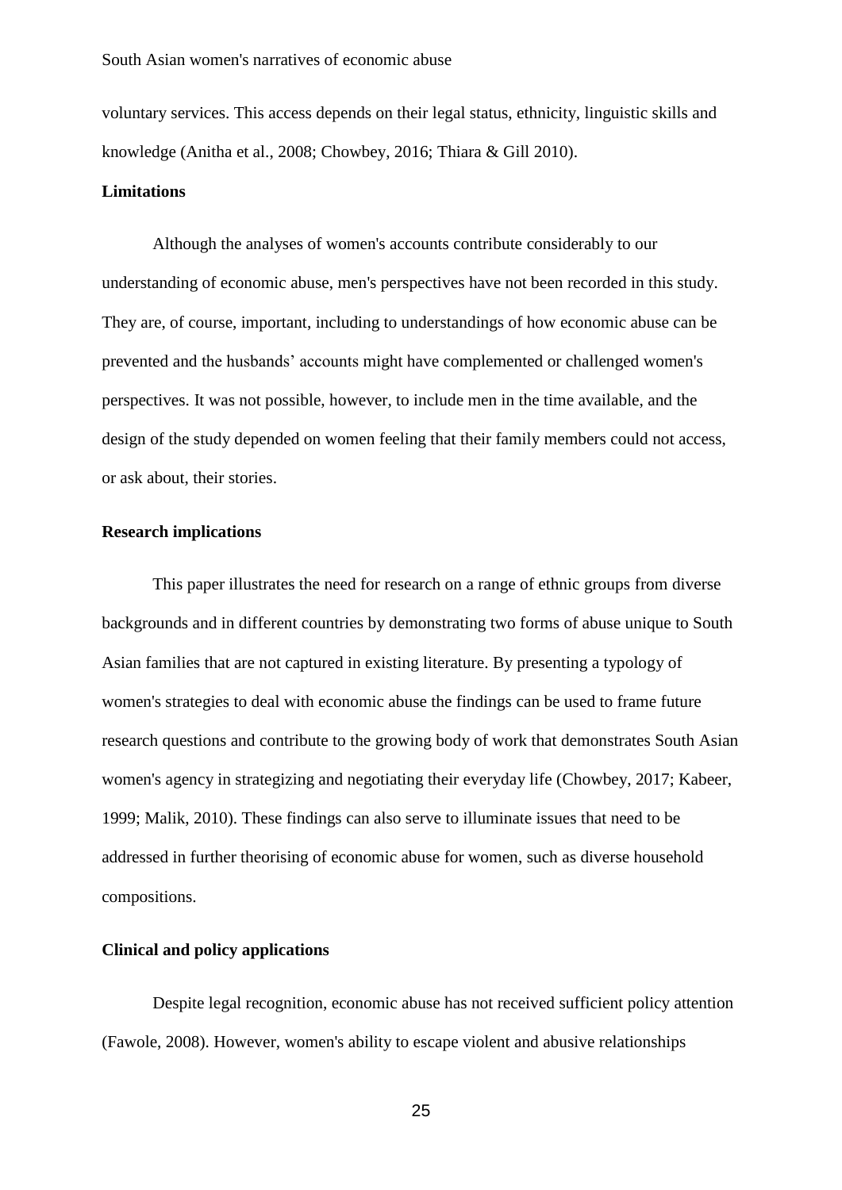voluntary services. This access depends on their legal status, ethnicity, linguistic skills and knowledge (Anitha et al., 2008; Chowbey, 2016; Thiara & Gill 2010).

### Limitations

Although the analyses of women's accounts contribute considerably to our understanding of economic abuse, men's perspectives have not been recorded in this study. They are, of course, important, including to understandings of how economic abuse can be prevented and the husbands' accounts might have complemented or challenged women's perspectives. It was not possible, however, to include men in the time available, and the design of the study depended on women feeling that their family members could not access, or ask about, their stories.

### Research implications

This paper illustrates the need for research on a range of ethnic groups from diverse backgrounds and in different countries by demonstrating two forms of abuse unique to South Asian families that are not captured in existing literature. By presenting a typology of women's strategies to deal with economic abuse the findings can be used to frame future research questions and contribute to the growing body of work that demonstrates South Asian women's agency in strategizing and negotiating their everyday life (Chowbey, 2017; Kabeer, 1999; Malik, 2010). These findings can also serve to illuminate issues that need to be addressed in further theorising of economic abuse for women, such as diverse household compositions.

### Clinical and policy applications

Despite legal recognition, economic abuse has not received sufficient policy attention (Fawole, 2008). However, women's ability to escape violent and abusive relationships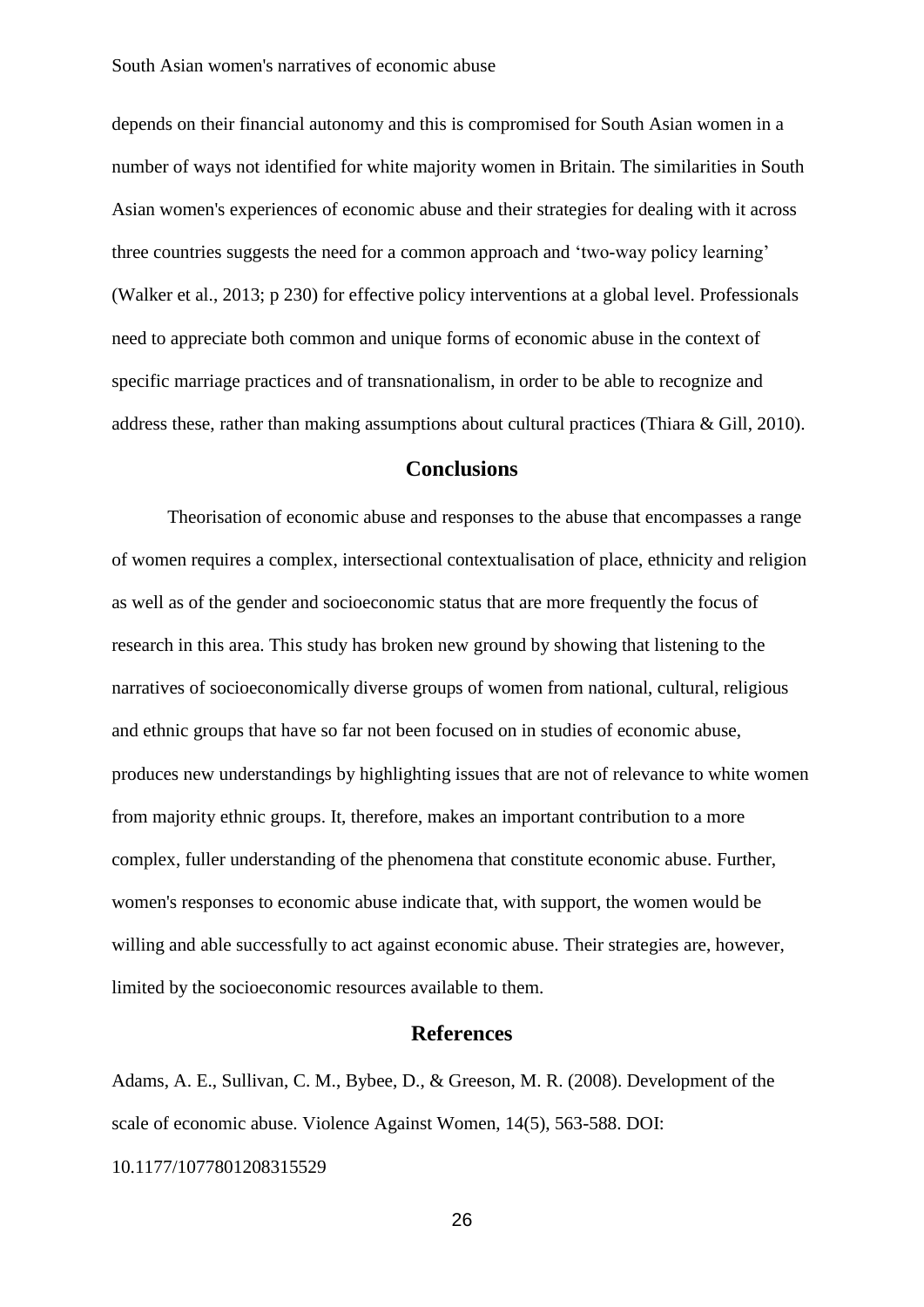depends on their financial autonomy and this is compromised for South Asian women in a number of ways not identified for white majority women in Britain. The similarities in South Asian women's experiences of economic abuse and their strategies for dealing with it across three countries suggests the need for a common approach and 'two-way policy learning' (Walker et al., 2013; p 230) for effective policy interventions at a global level. Professionals need to appreciate both common and unique forms of economic abuse in the context of specific marriage practices and of transnationalism, in order to be able to recognize and address these, rather than making assumptions about cultural practices (Thiara & Gill, 2010).

## Conclusions

Theorisation of economic abuse and responses to the abuse that encompasses a range of women requires a complex, intersectional contextualisation of place, ethnicity and religion as well as of the gender and socioeconomic status that are more frequently the focus of research in this area. This study has broken new ground by showing that listening to the narratives of socioeconomically diverse groups of women from national, cultural, religious and ethnic groups that have so far not been focused on in studies of economic abuse, produces new understandings by highlighting issues that are not of relevance to white women from majority ethnic groups. It, therefore, makes an important contribution to a more complex, fuller understanding of the phenomena that constitute economic abuse. Further, women's responses to economic abuse indicate that, with support, the women would be willing and able successfully to act against economic abuse. Their strategies are, however, limited by the socioeconomic resources available to them.

## References

Adams, A. E., Sullivan, C. M., Bybee, D., & Greeson, M. R. (2008). Development of the scale of economic abuse. Violence Against Women, 14(5), 563-588. DOI: 10.1177/1077801208315529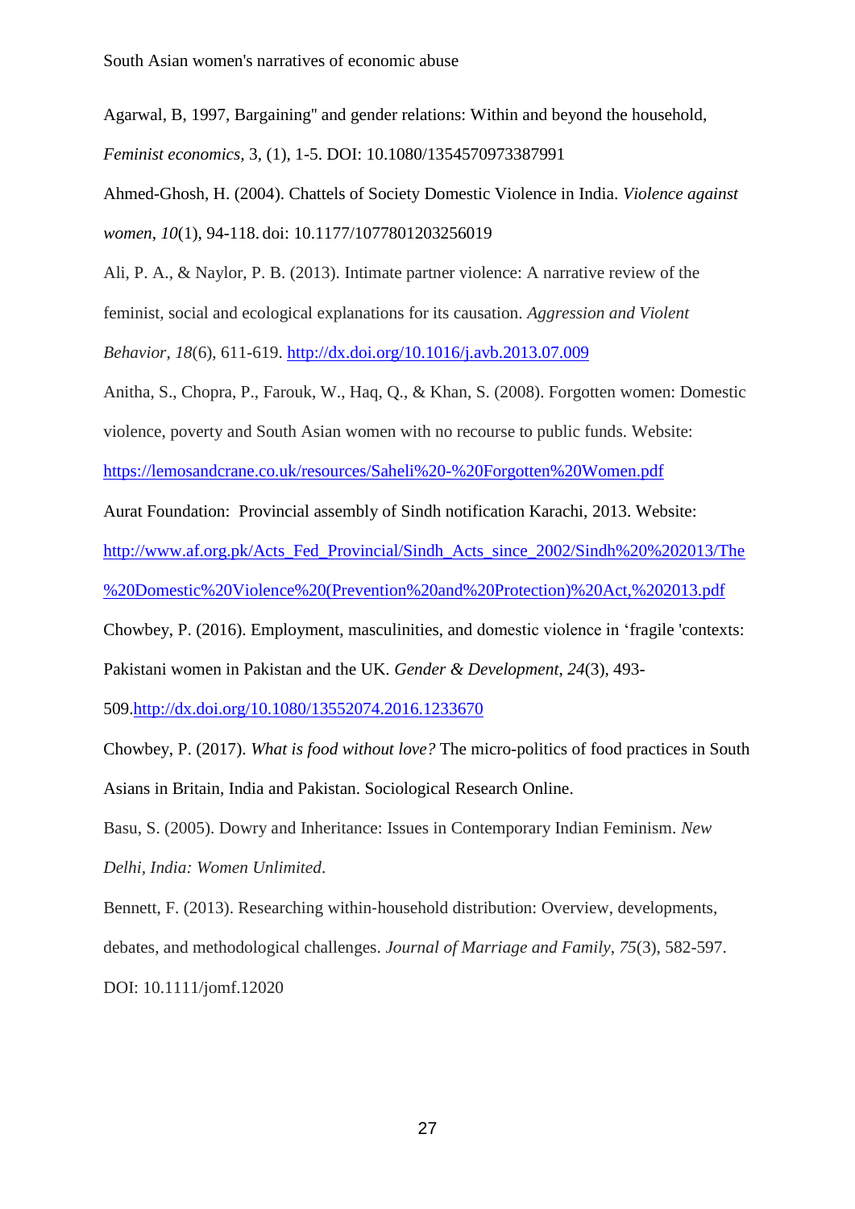Agarwal, B, 1997, Bargaining" and gender relations: Within and beyond the household, *Feminist economics*, 3, (1), 1-5. DOI: 10.1080/1354570973387991

Ahmed-Ghosh, H. (2004). Chattels of Society Domestic Violence in India. *Violence against women*, *10*(1), 94-118. doi: 10.1177/1077801203256019

Ali, P. A., & Naylor, P. B. (2013). Intimate partner violence: A narrative review of the feminist, social and ecological explanations for its causation. *Aggression and Violent Behavior*, *18*(6), 611-619. http://dx.doi.org/10.1016/j.avb.2013.07.009

Anitha, S., Chopra, P., Farouk, W., Haq, Q., & Khan, S. (2008). Forgotten women: Domestic violence, poverty and South Asian women with no recourse to public funds. Website: https://lemosandcrane.co.uk/resources/Saheli%20-%20Forgotten%20Women.pdf

Aurat Foundation: Provincial assembly of Sindh notification Karachi, 2013. Website: http://www.af.org.pk/Acts_Fed_Provincial/Sindh_Acts_since_2002/Sindh%20%202013/The%20Domestic%20Violence%20(Prevention%20and%20Protection)%20Act,%202013.pdf

Chowbey, P. (2016). Employment, masculinities, and domestic violence in 'fragile 'contexts: Pakistani women in Pakistan and the UK. *Gender & Development*, *24*(3), 493-509.http://dx.doi.org/10.1080/13552074.2016.1233670

Chowbey, P. (2017). *What is food without love?* The micro-politics of food practices in South Asians in Britain, India and Pakistan. Sociological Research Online.

Basu, S. (2005). Dowry and Inheritance: Issues in Contemporary Indian Feminism. *New Delhi, India: Women Unlimited*.

Bennett, F. (2013). Researching within-household distribution: Overview, developments, debates, and methodological challenges. *Journal of Marriage and Family*, *75*(3), 582-597. DOI: 10.1111/jomf.12020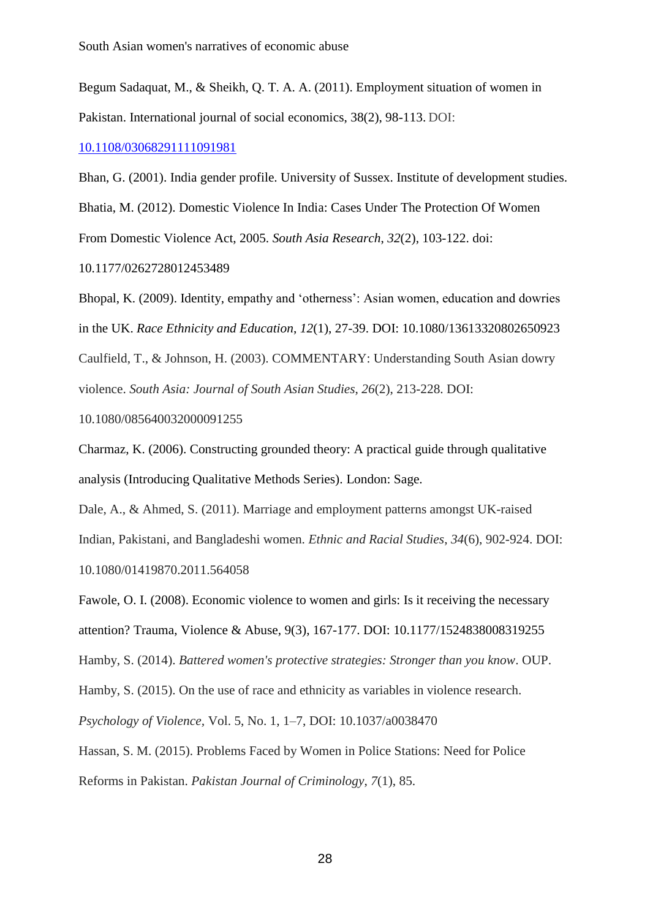Begum Sadaquat, M., & Sheikh, Q. T. A. A. (2011). Employment situation of women in Pakistan. International journal of social economics, 38(2), 98-113. DOI: 10.1108/03068291111091981

Bhan, G. (2001). India gender profile. University of Sussex. Institute of development studies.

Bhatia, M. (2012). Domestic Violence In India: Cases Under The Protection Of Women From Domestic Violence Act, 2005. *South Asia Research*, *32*(2), 103-122. doi: 10.1177/0262728012453489

Bhopal, K. (2009). Identity, empathy and 'otherness': Asian women, education and dowries in the UK. *Race Ethnicity and Education*, *12*(1), 27-39. DOI: 10.1080/13613320802650923

Caulfield, T., & Johnson, H. (2003). COMMENTARY: Understanding South Asian dowry violence. *South Asia: Journal of South Asian Studies*, *26*(2), 213-228. DOI: 10.1080/085640032000091255

Charmaz, K. (2006). Constructing grounded theory: A practical guide through qualitative analysis (Introducing Qualitative Methods Series). London: Sage.

Dale, A., & Ahmed, S. (2011). Marriage and employment patterns amongst UK-raised Indian, Pakistani, and Bangladeshi women. *Ethnic and Racial Studies*, *34*(6), 902-924. DOI: 10.1080/01419870.2011.564058

Fawole, O. I. (2008). Economic violence to women and girls: Is it receiving the necessary attention? Trauma, Violence & Abuse, 9(3), 167-177. DOI: 10.1177/1524838008319255

Hamby, S. (2014). *Battered women's protective strategies: Stronger than you know*. OUP.

Hamby, S. (2015). On the use of race and ethnicity as variables in violence research. *Psychology of Violence,* Vol. 5, No. 1, 1–7, DOI: 10.1037/a0038470

Hassan, S. M. (2015). Problems Faced by Women in Police Stations: Need for Police Reforms in Pakistan. *Pakistan Journal of Criminology*, *7*(1), 85.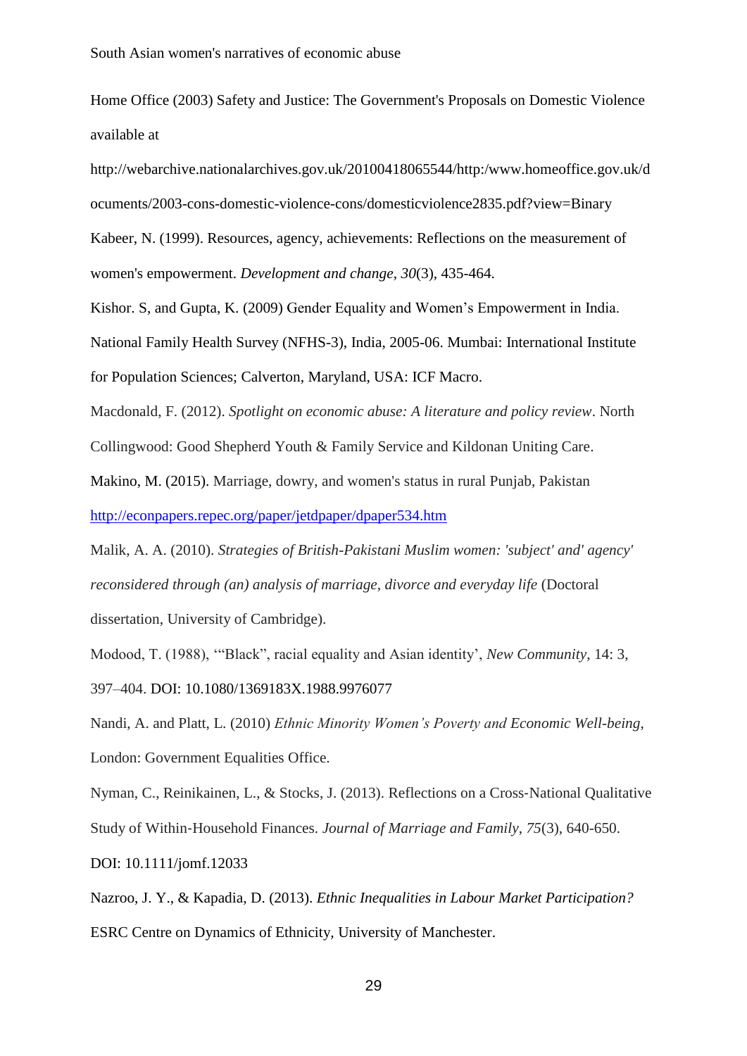Home Office (2003) Safety and Justice: The Government's Proposals on Domestic Violence available at http://webarchive.nationalarchives.gov.uk/20100418065544/http:/www.homeoffice.gov.uk/documents/2003-cons-domestic-violence-cons/domesticviolence2835.pdf?view=Binary

Kabeer, N. (1999). Resources, agency, achievements: Reflections on the measurement of women's empowerment. *Development and change*, *30*(3), 435-464.

Kishor. S, and Gupta, K. (2009) Gender Equality and Women's Empowerment in India. National Family Health Survey (NFHS-3), India, 2005-06. Mumbai: International Institute for Population Sciences; Calverton, Maryland, USA: ICF Macro.

Macdonald, F. (2012). *Spotlight on economic abuse: A literature and policy review*. North Collingwood: Good Shepherd Youth & Family Service and Kildonan Uniting Care.

Makino, M. (2015). Marriage, dowry, and women's status in rural Punjab, Pakistan http://econpapers.repec.org/paper/jetdpaper/dpaper534.htm

Malik, A. A. (2010). *Strategies of British-Pakistani Muslim women: 'subject' and' agency' reconsidered through (an) analysis of marriage, divorce and everyday life* (Doctoral dissertation, University of Cambridge).

Modood, T. (1988), '"Black", racial equality and Asian identity', *New Community*, 14: 3, 397–404. DOI: 10.1080/1369183X.1988.9976077

Nandi, A. and Platt, L. (2010) *Ethnic Minority Women's Poverty and Economic Well-being*, London: Government Equalities Office.

Nyman, C., Reinikainen, L., & Stocks, J. (2013). Reflections on a Cross-National Qualitative Study of Within-Household Finances. *Journal of Marriage and Family*, *75*(3), 640-650. DOI: 10.1111/jomf.12033

Nazroo, J. Y., & Kapadia, D. (2013). *Ethnic Inequalities in Labour Market Participation?* ESRC Centre on Dynamics of Ethnicity, University of Manchester.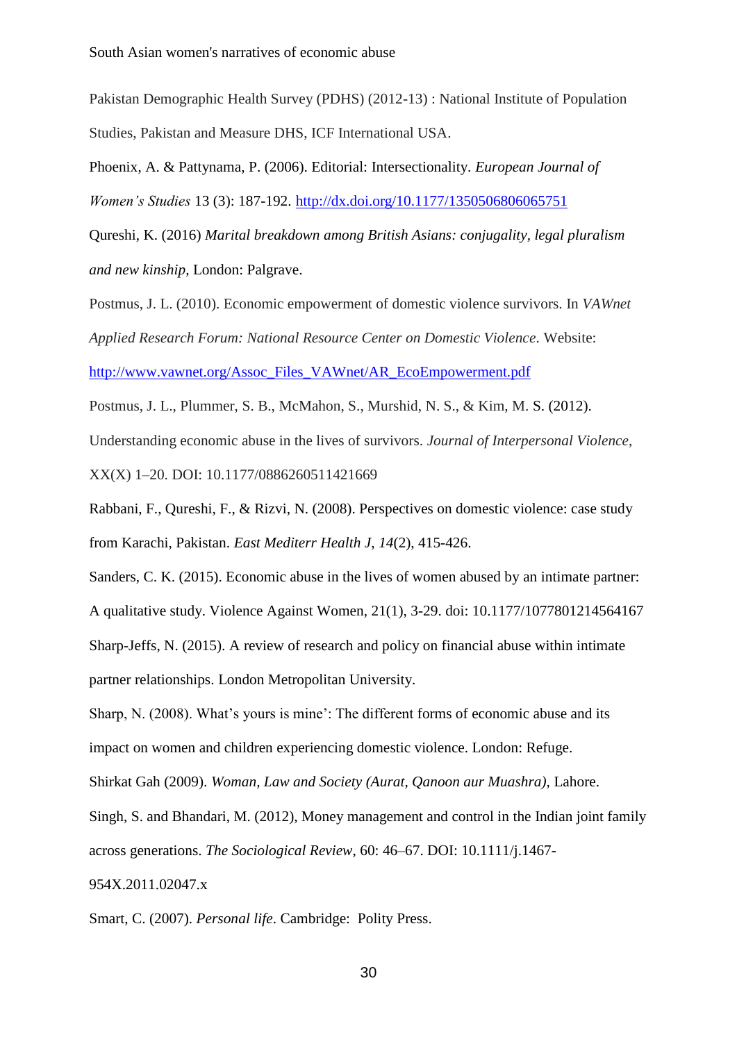Pakistan Demographic Health Survey (PDHS) (2012-13) : National Institute of Population Studies, Pakistan and Measure DHS, ICF International USA.

Phoenix, A. & Pattynama, P. (2006). Editorial: Intersectionality. *European Journal of Women's Studies* 13 (3): 187-192. http://dx.doi.org/10.1177/1350506806065751

Qureshi, K. (2016) *Marital breakdown among British Asians: conjugality, legal pluralism and new kinship*, London: Palgrave.

Postmus, J. L. (2010). Economic empowerment of domestic violence survivors. In *VAWnet Applied Research Forum: National Resource Center on Domestic Violence*. Website: http://www.vawnet.org/Assoc_Files_VAWnet/AR_EcoEmpowerment.pdf

Postmus, J. L., Plummer, S. B., McMahon, S., Murshid, N. S., & Kim, M. S. (2012). Understanding economic abuse in the lives of survivors. *Journal of Interpersonal Violence*, XX(X) 1–20. DOI: 10.1177/0886260511421669

Rabbani, F., Qureshi, F., & Rizvi, N. (2008). Perspectives on domestic violence: case study from Karachi, Pakistan. *East Mediterr Health J*, *14*(2), 415-426.

Sanders, C. K. (2015). Economic abuse in the lives of women abused by an intimate partner: A qualitative study. Violence Against Women, 21(1), 3-29. doi: 10.1177/1077801214564167

Sharp-Jeffs, N. (2015). A review of research and policy on financial abuse within intimate partner relationships. London Metropolitan University.

Sharp, N. (2008). What's yours is mine': The different forms of economic abuse and its impact on women and children experiencing domestic violence. London: Refuge.

Shirkat Gah (2009). *Woman, Law and Society (Aurat, Qanoon aur Muashra)*, Lahore.

Singh, S. and Bhandari, M. (2012), Money management and control in the Indian joint family across generations. *The Sociological Review*, 60: 46–67. DOI: 10.1111/j.1467-954X.2011.02047.x

Smart, C. (2007). *Personal life*. Cambridge: Polity Press.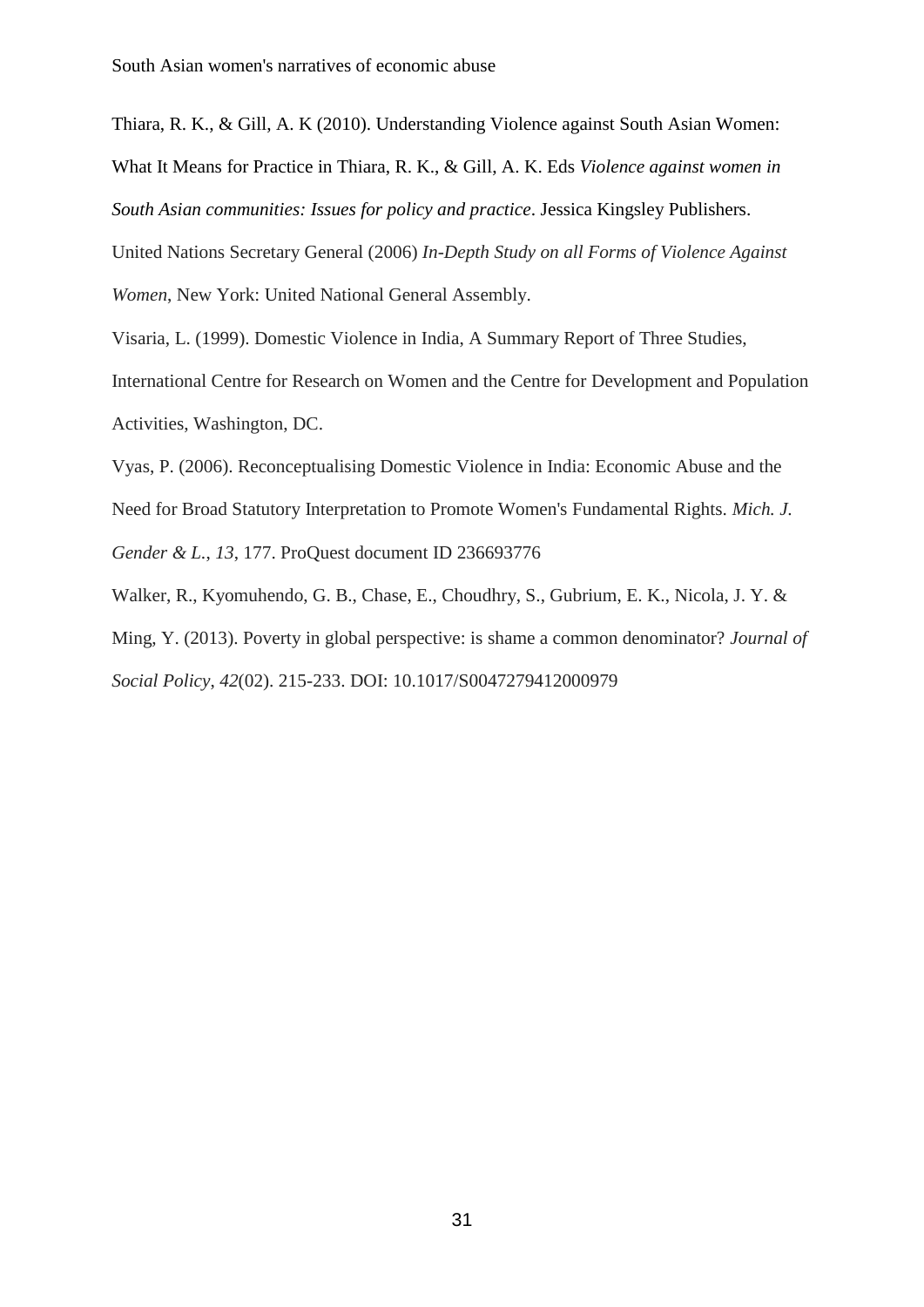Thiara, R. K., & Gill, A. K (2010). Understanding Violence against South Asian Women: What It Means for Practice in Thiara, R. K., & Gill, A. K. Eds *Violence against women in South Asian communities: Issues for policy and practice*. Jessica Kingsley Publishers.

United Nations Secretary General (2006) *In-Depth Study on all Forms of Violence Against Women*, New York: United National General Assembly.

Visaria, L. (1999). Domestic Violence in India, A Summary Report of Three Studies, International Centre for Research on Women and the Centre for Development and Population Activities, Washington, DC.

Vyas, P. (2006). Reconceptualising Domestic Violence in India: Economic Abuse and the Need for Broad Statutory Interpretation to Promote Women's Fundamental Rights. *Mich. J. Gender & L.*, *13*, 177. ProQuest document ID 236693776

Walker, R., Kyomuhendo, G. B., Chase, E., Choudhry, S., Gubrium, E. K., Nicola, J. Y. & Ming, Y. (2013). Poverty in global perspective: is shame a common denominator? *Journal of Social Policy*, *42*(02). 215-233. DOI: 10.1017/S0047279412000979